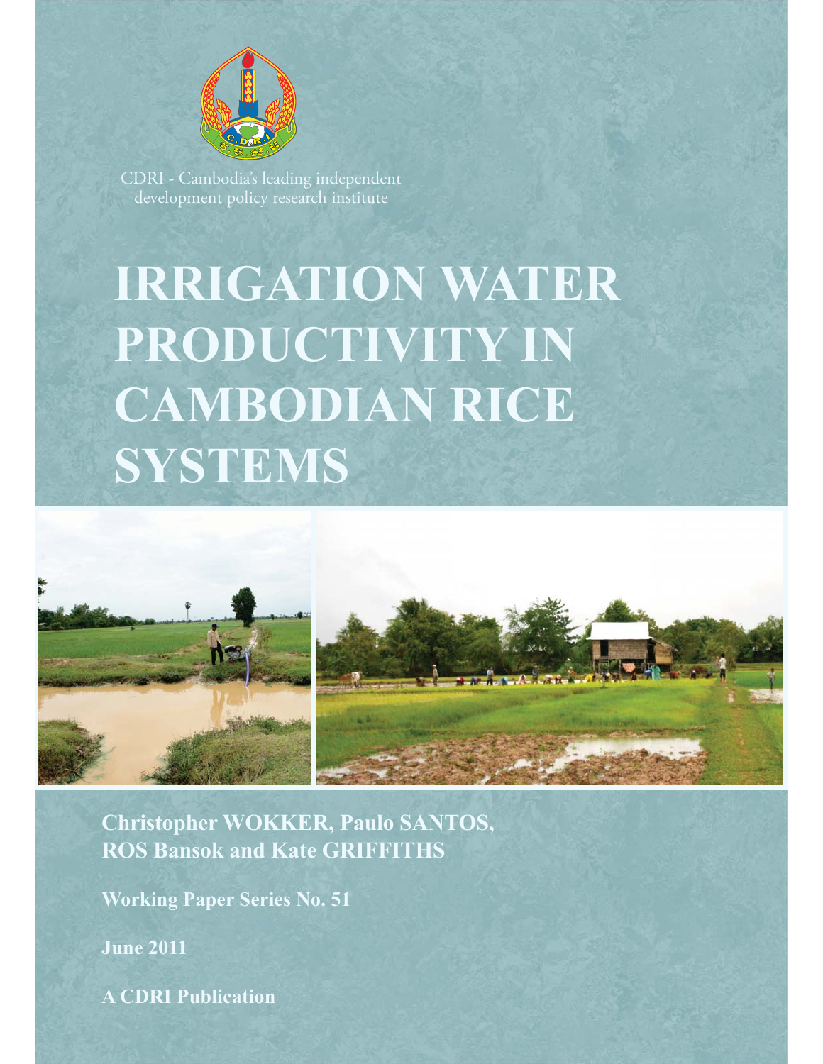CDRI - Cambodia's leading independent development policy research institute

# IRRIGATION WATER PRODUCTIVITY IN CAMBODIAN RICE SYSTEMS

**Christopher WOKKER, Paulo SANTOS, ROS Bansok and Kate GRIFFITHS**

**Working Paper Series No. 51**

**June 2011**

**A CDRI Publication**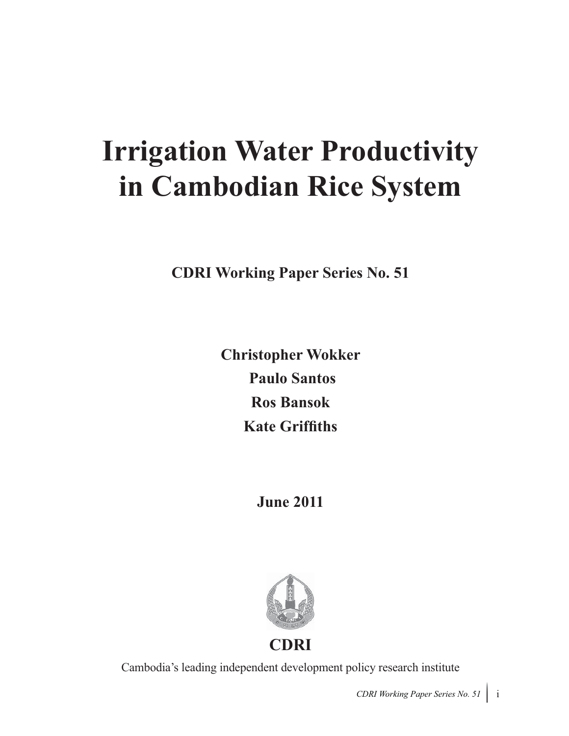# Irrigation Water Productivity in Cambodian Rice System

**CDRI Working Paper Series No. 51**

**Christopher Wokker**

**Paulo Santos**

**Ros Bansok**

**Kate Griffiths**

**June 2011**

**CDRI**

Cambodia's leading independent development policy research institute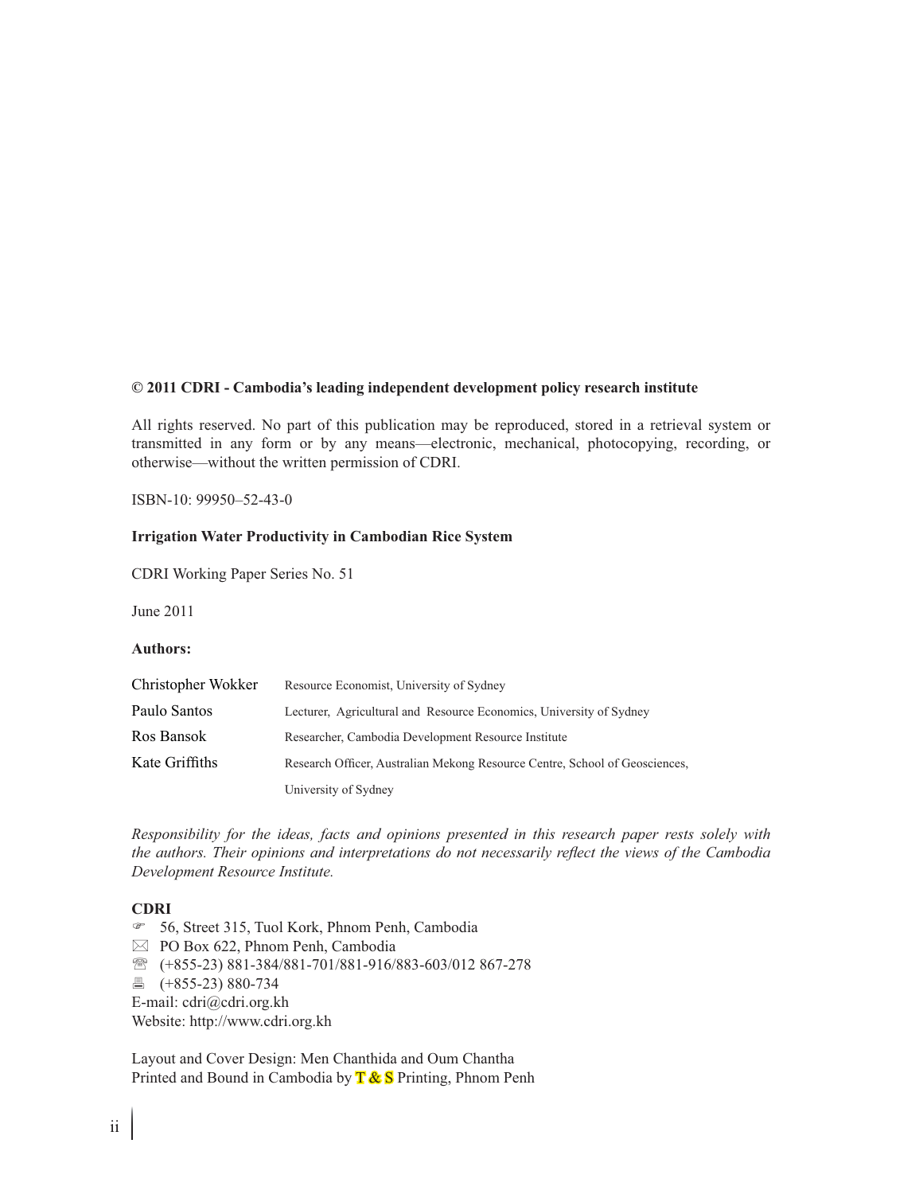**© 2011 CDRI - Cambodia's leading independent development policy research institute**

All rights reserved. No part of this publication may be reproduced, stored in a retrieval system or transmitted in any form or by any means—electronic, mechanical, photocopying, recording, or otherwise—without the written permission of CDRI.

ISBN-10: 99950–52-43-0

**Irrigation Water Productivity in Cambodian Rice System**

CDRI Working Paper Series No. 51

June 2011

**Authors:**

| | |
|---|---|
| Christopher Wokker | Resource Economist, University of Sydney |
| Paulo Santos | Lecturer, Agricultural and Resource Economics, University of Sydney |
| Ros Bansok | Researcher, Cambodia Development Resource Institute |
| Kate Griffiths | Research Officer, Australian Mekong Resource Centre, School of Geosciences, University of Sydney |

*Responsibility for the ideas, facts and opinions presented in this research paper rests solely with the authors. Their opinions and interpretations do not necessarily reflect the views of the Cambodia Development Resource Institute.*

**CDRI**

☞ 56, Street 315, Tuol Kork, Phnom Penh, Cambodia
✉ PO Box 622, Phnom Penh, Cambodia
☏ (+855-23) 881-384/881-701/881-916/883-603/012 867-278
🖷 (+855-23) 880-734
E-mail: cdri@cdri.org.kh
Website: http://www.cdri.org.kh

Layout and Cover Design: Men Chanthida and Oum Chantha
Printed and Bound in Cambodia by T & S Printing, Phnom Penh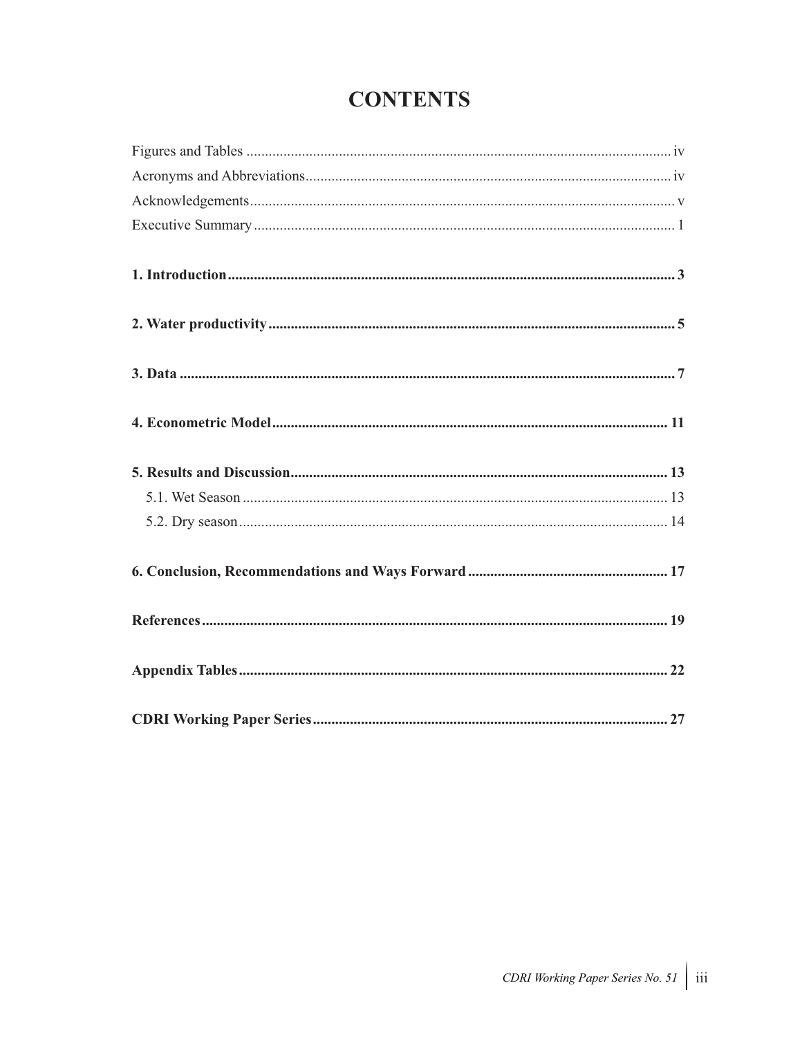# CONTENTS

Figures and Tables .................................................................................................................. iv

Acronyms and Abbreviations.................................................................................................. iv

Acknowledgements.................................................................................................................. v

Executive Summary.................................................................................................................. 1

**1. Introduction........................................................................................................................ 3**

**2. Water productivity.............................................................................................................. 5**

**3. Data ..................................................................................................................................... 7**

**4. Econometric Model.......................................................................................................... 11**

**5. Results and Discussion..................................................................................................... 13**

5.1. Wet Season .................................................................................................................. 13

5.2. Dry season.................................................................................................................... 14

**6. Conclusion, Recommendations and Ways Forward...................................................... 17**

**References............................................................................................................................. 19**

**Appendix Tables................................................................................................................... 22**

**CDRI Working Paper Series............................................................................................... 27**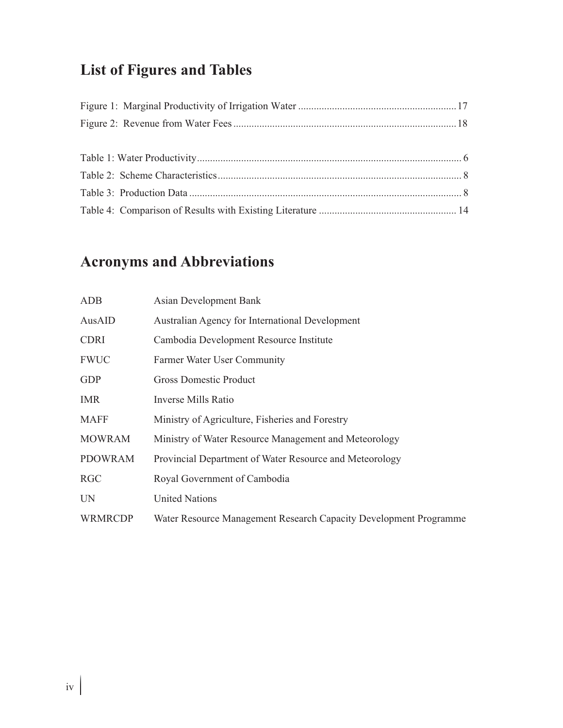## List of Figures and Tables

Figure 1: Marginal Productivity of Irrigation Water ............................................................17
Figure 2: Revenue from Water Fees .....................................................................................18

Table 1: Water Productivity..................................................................................................... 6
Table 2: Scheme Characteristics............................................................................................. 8
Table 3: Production Data ........................................................................................................ 8
Table 4: Comparison of Results with Existing Literature .................................................... 14

## Acronyms and Abbreviations

| | |
|---|---|
| ADB | Asian Development Bank |
| AusAID | Australian Agency for International Development |
| CDRI | Cambodia Development Resource Institute |
| FWUC | Farmer Water User Community |
| GDP | Gross Domestic Product |
| IMR | Inverse Mills Ratio |
| MAFF | Ministry of Agriculture, Fisheries and Forestry |
| MOWRAM | Ministry of Water Resource Management and Meteorology |
| PDOWRAM | Provincial Department of Water Resource and Meteorology |
| RGC | Royal Government of Cambodia |
| UN | United Nations |
| WRMRCDP | Water Resource Management Research Capacity Development Programme |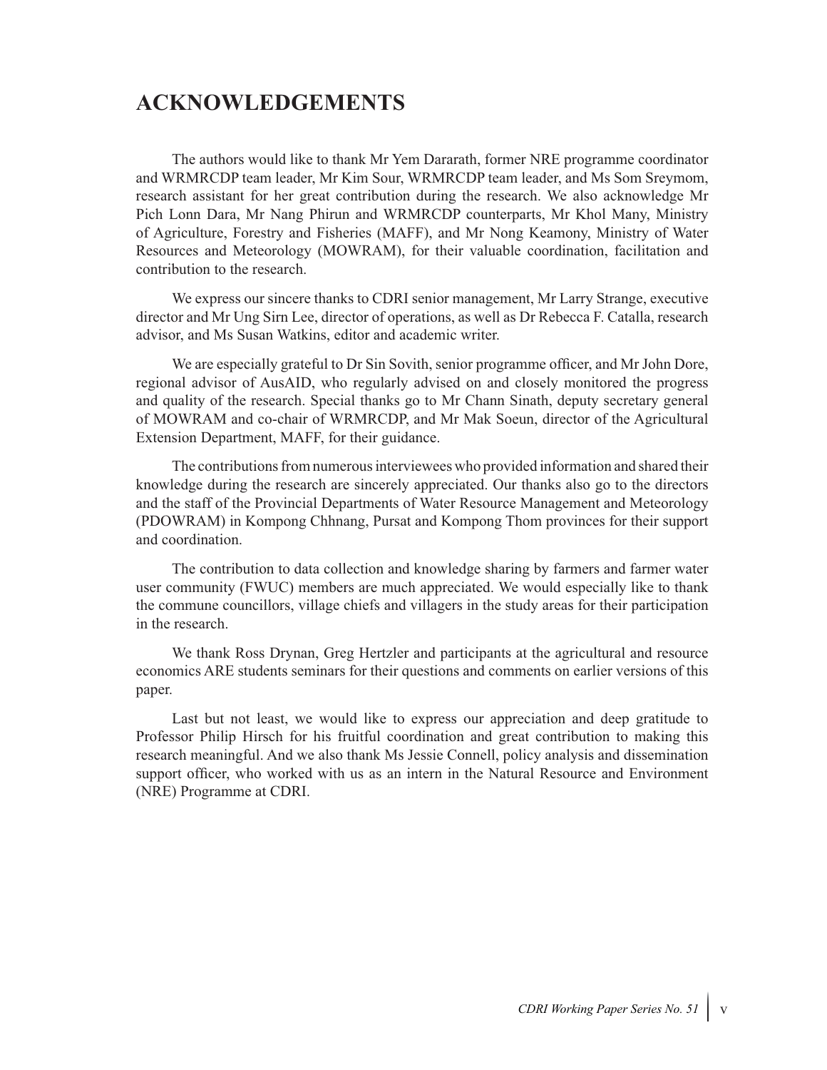# ACKNOWLEDGEMENTS

The authors would like to thank Mr Yem Dararath, former NRE programme coordinator and WRMRCDP team leader, Mr Kim Sour, WRMRCDP team leader, and Ms Som Sreymom, research assistant for her great contribution during the research. We also acknowledge Mr Pich Lonn Dara, Mr Nang Phirun and WRMRCDP counterparts, Mr Khol Many, Ministry of Agriculture, Forestry and Fisheries (MAFF), and Mr Nong Keamony, Ministry of Water Resources and Meteorology (MOWRAM), for their valuable coordination, facilitation and contribution to the research.

We express our sincere thanks to CDRI senior management, Mr Larry Strange, executive director and Mr Ung Sirn Lee, director of operations, as well as Dr Rebecca F. Catalla, research advisor, and Ms Susan Watkins, editor and academic writer.

We are especially grateful to Dr Sin Sovith, senior programme officer, and Mr John Dore, regional advisor of AusAID, who regularly advised on and closely monitored the progress and quality of the research. Special thanks go to Mr Chann Sinath, deputy secretary general of MOWRAM and co-chair of WRMRCDP, and Mr Mak Soeun, director of the Agricultural Extension Department, MAFF, for their guidance.

The contributions from numerous interviewees who provided information and shared their knowledge during the research are sincerely appreciated. Our thanks also go to the directors and the staff of the Provincial Departments of Water Resource Management and Meteorology (PDOWRAM) in Kompong Chhnang, Pursat and Kompong Thom provinces for their support and coordination.

The contribution to data collection and knowledge sharing by farmers and farmer water user community (FWUC) members are much appreciated. We would especially like to thank the commune councillors, village chiefs and villagers in the study areas for their participation in the research.

We thank Ross Drynan, Greg Hertzler and participants at the agricultural and resource economics ARE students seminars for their questions and comments on earlier versions of this paper.

Last but not least, we would like to express our appreciation and deep gratitude to Professor Philip Hirsch for his fruitful coordination and great contribution to making this research meaningful. And we also thank Ms Jessie Connell, policy analysis and dissemination support officer, who worked with us as an intern in the Natural Resource and Environment (NRE) Programme at CDRI.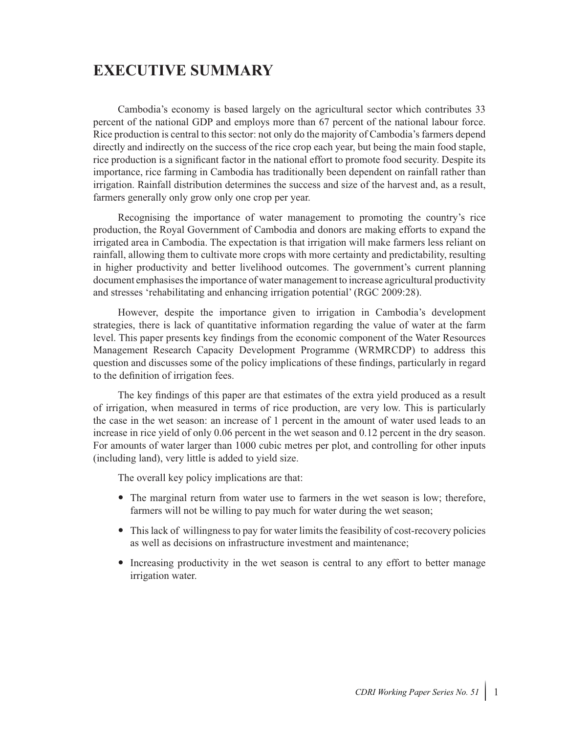# EXECUTIVE SUMMARY

Cambodia's economy is based largely on the agricultural sector which contributes 33 percent of the national GDP and employs more than 67 percent of the national labour force. Rice production is central to this sector: not only do the majority of Cambodia's farmers depend directly and indirectly on the success of the rice crop each year, but being the main food staple, rice production is a significant factor in the national effort to promote food security. Despite its importance, rice farming in Cambodia has traditionally been dependent on rainfall rather than irrigation. Rainfall distribution determines the success and size of the harvest and, as a result, farmers generally only grow only one crop per year.

Recognising the importance of water management to promoting the country's rice production, the Royal Government of Cambodia and donors are making efforts to expand the irrigated area in Cambodia. The expectation is that irrigation will make farmers less reliant on rainfall, allowing them to cultivate more crops with more certainty and predictability, resulting in higher productivity and better livelihood outcomes. The government's current planning document emphasises the importance of water management to increase agricultural productivity and stresses 'rehabilitating and enhancing irrigation potential' (RGC 2009:28).

However, despite the importance given to irrigation in Cambodia's development strategies, there is lack of quantitative information regarding the value of water at the farm level. This paper presents key findings from the economic component of the Water Resources Management Research Capacity Development Programme (WRMRCDP) to address this question and discusses some of the policy implications of these findings, particularly in regard to the definition of irrigation fees.

The key findings of this paper are that estimates of the extra yield produced as a result of irrigation, when measured in terms of rice production, are very low. This is particularly the case in the wet season: an increase of 1 percent in the amount of water used leads to an increase in rice yield of only 0.06 percent in the wet season and 0.12 percent in the dry season. For amounts of water larger than 1000 cubic metres per plot, and controlling for other inputs (including land), very little is added to yield size.

The overall key policy implications are that:

- The marginal return from water use to farmers in the wet season is low; therefore, farmers will not be willing to pay much for water during the wet season;
- This lack of willingness to pay for water limits the feasibility of cost-recovery policies as well as decisions on infrastructure investment and maintenance;
- Increasing productivity in the wet season is central to any effort to better manage irrigation water.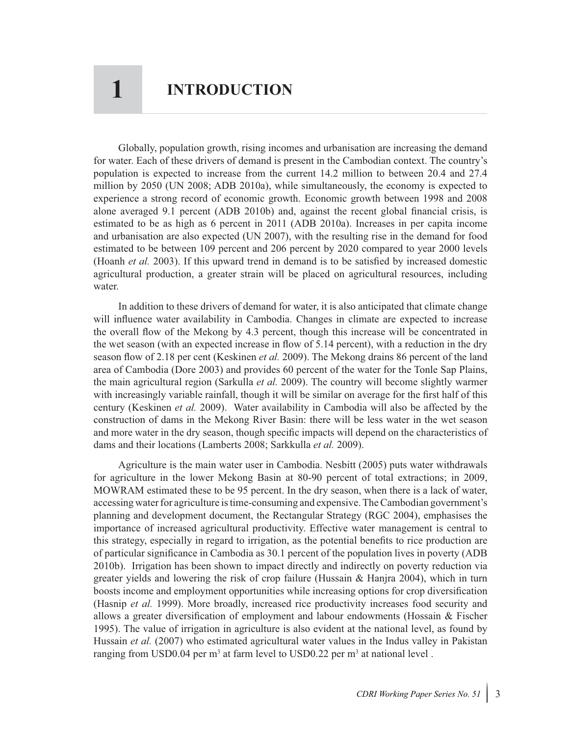# 1 INTRODUCTION

Globally, population growth, rising incomes and urbanisation are increasing the demand for water. Each of these drivers of demand is present in the Cambodian context. The country's population is expected to increase from the current 14.2 million to between 20.4 and 27.4 million by 2050 (UN 2008; ADB 2010a), while simultaneously, the economy is expected to experience a strong record of economic growth. Economic growth between 1998 and 2008 alone averaged 9.1 percent (ADB 2010b) and, against the recent global financial crisis, is estimated to be as high as 6 percent in 2011 (ADB 2010a). Increases in per capita income and urbanisation are also expected (UN 2007), with the resulting rise in the demand for food estimated to be between 109 percent and 206 percent by 2020 compared to year 2000 levels (Hoanh *et al.* 2003). If this upward trend in demand is to be satisfied by increased domestic agricultural production, a greater strain will be placed on agricultural resources, including water.

In addition to these drivers of demand for water, it is also anticipated that climate change will influence water availability in Cambodia. Changes in climate are expected to increase the overall flow of the Mekong by 4.3 percent, though this increase will be concentrated in the wet season (with an expected increase in flow of 5.14 percent), with a reduction in the dry season flow of 2.18 per cent (Keskinen *et al.* 2009). The Mekong drains 86 percent of the land area of Cambodia (Dore 2003) and provides 60 percent of the water for the Tonle Sap Plains, the main agricultural region (Sarkulla *et al.* 2009). The country will become slightly warmer with increasingly variable rainfall, though it will be similar on average for the first half of this century (Keskinen *et al.* 2009). Water availability in Cambodia will also be affected by the construction of dams in the Mekong River Basin: there will be less water in the wet season and more water in the dry season, though specific impacts will depend on the characteristics of dams and their locations (Lamberts 2008; Sarkkulla *et al.* 2009).

Agriculture is the main water user in Cambodia. Nesbitt (2005) puts water withdrawals for agriculture in the lower Mekong Basin at 80-90 percent of total extractions; in 2009, MOWRAM estimated these to be 95 percent. In the dry season, when there is a lack of water, accessing water for agriculture is time-consuming and expensive. The Cambodian government's planning and development document, the Rectangular Strategy (RGC 2004), emphasises the importance of increased agricultural productivity. Effective water management is central to this strategy, especially in regard to irrigation, as the potential benefits to rice production are of particular significance in Cambodia as 30.1 percent of the population lives in poverty (ADB 2010b). Irrigation has been shown to impact directly and indirectly on poverty reduction via greater yields and lowering the risk of crop failure (Hussain & Hanjra 2004), which in turn boosts income and employment opportunities while increasing options for crop diversification (Hasnip *et al.* 1999). More broadly, increased rice productivity increases food security and allows a greater diversification of employment and labour endowments (Hossain & Fischer 1995). The value of irrigation in agriculture is also evident at the national level, as found by Hussain *et al.* (2007) who estimated agricultural water values in the Indus valley in Pakistan ranging from USD0.04 per $m^3$ at farm level to USD0.22 per $m^3$ at national level .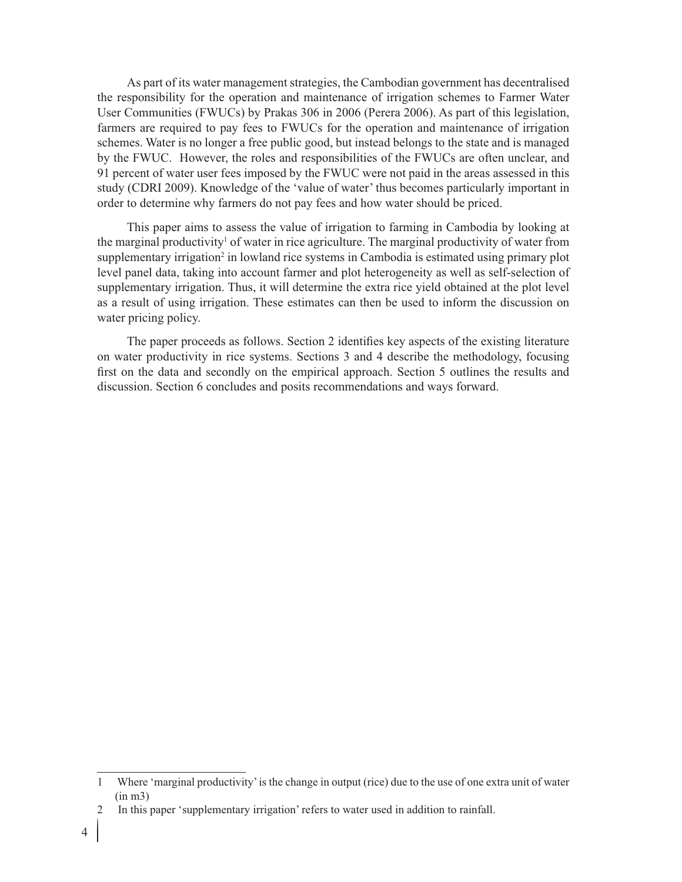As part of its water management strategies, the Cambodian government has decentralised the responsibility for the operation and maintenance of irrigation schemes to Farmer Water User Communities (FWUCs) by Prakas 306 in 2006 (Perera 2006). As part of this legislation, farmers are required to pay fees to FWUCs for the operation and maintenance of irrigation schemes. Water is no longer a free public good, but instead belongs to the state and is managed by the FWUC. However, the roles and responsibilities of the FWUCs are often unclear, and 91 percent of water user fees imposed by the FWUC were not paid in the areas assessed in this study (CDRI 2009). Knowledge of the 'value of water' thus becomes particularly important in order to determine why farmers do not pay fees and how water should be priced.

This paper aims to assess the value of irrigation to farming in Cambodia by looking at the marginal productivity[1] of water in rice agriculture. The marginal productivity of water from supplementary irrigation[2] in lowland rice systems in Cambodia is estimated using primary plot level panel data, taking into account farmer and plot heterogeneity as well as self-selection of supplementary irrigation. Thus, it will determine the extra rice yield obtained at the plot level as a result of using irrigation. These estimates can then be used to inform the discussion on water pricing policy.

The paper proceeds as follows. Section 2 identifies key aspects of the existing literature on water productivity in rice systems. Sections 3 and 4 describe the methodology, focusing first on the data and secondly on the empirical approach. Section 5 outlines the results and discussion. Section 6 concludes and posits recommendations and ways forward.

---

1 Where 'marginal productivity' is the change in output (rice) due to the use of one extra unit of water (in m3)

2 In this paper 'supplementary irrigation' refers to water used in addition to rainfall.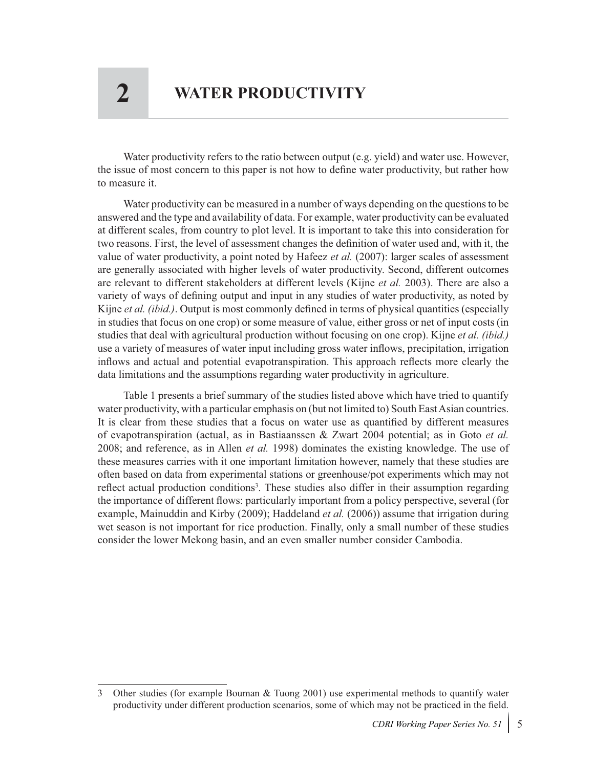# 2 WATER PRODUCTIVITY

Water productivity refers to the ratio between output (e.g. yield) and water use. However, the issue of most concern to this paper is not how to define water productivity, but rather how to measure it.

Water productivity can be measured in a number of ways depending on the questions to be answered and the type and availability of data. For example, water productivity can be evaluated at different scales, from country to plot level. It is important to take this into consideration for two reasons. First, the level of assessment changes the definition of water used and, with it, the value of water productivity, a point noted by Hafeez *et al.* (2007): larger scales of assessment are generally associated with higher levels of water productivity. Second, different outcomes are relevant to different stakeholders at different levels (Kijne *et al.* 2003). There are also a variety of ways of defining output and input in any studies of water productivity, as noted by Kijne *et al. (ibid.)*. Output is most commonly defined in terms of physical quantities (especially in studies that focus on one crop) or some measure of value, either gross or net of input costs (in studies that deal with agricultural production without focusing on one crop). Kijne *et al. (ibid.)* use a variety of measures of water input including gross water inflows, precipitation, irrigation inflows and actual and potential evapotranspiration. This approach reflects more clearly the data limitations and the assumptions regarding water productivity in agriculture.

Table 1 presents a brief summary of the studies listed above which have tried to quantify water productivity, with a particular emphasis on (but not limited to) South East Asian countries. It is clear from these studies that a focus on water use as quantified by different measures of evapotranspiration (actual, as in Bastiaanssen & Zwart 2004 potential; as in Goto *et al.* 2008; and reference, as in Allen *et al.* 1998) dominates the existing knowledge. The use of these measures carries with it one important limitation however, namely that these studies are often based on data from experimental stations or greenhouse/pot experiments which may not reflect actual production conditions[3]. These studies also differ in their assumption regarding the importance of different flows: particularly important from a policy perspective, several (for example, Mainuddin and Kirby (2009); Haddeland *et al.* (2006)) assume that irrigation during wet season is not important for rice production. Finally, only a small number of these studies consider the lower Mekong basin, and an even smaller number consider Cambodia.

3 Other studies (for example Bouman & Tuong 2001) use experimental methods to quantify water productivity under different production scenarios, some of which may not be practiced in the field.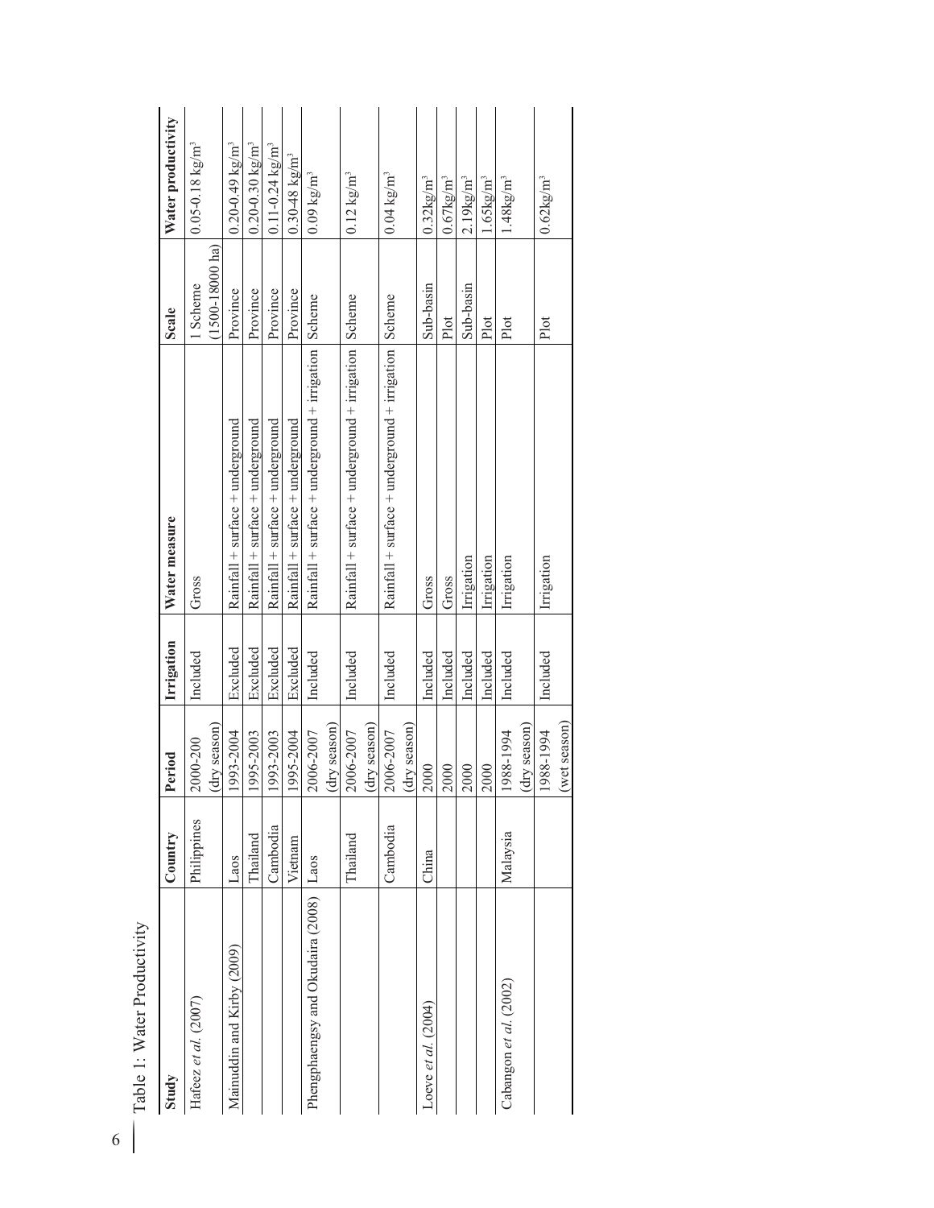Table 1: Water Productivity

| Study | Country | Period | Irrigation | Water measure | Scale | Water productivity |
|---|---|---|---|---|---|---|
| Hafeez *et al.* (2007) | Philippines | 2000-200 (dry season) | Included | Gross | 1 Scheme (1500-18000 ha) | 0.05-0.18 kg/m$^3$ |
| Mainuddin and Kirby (2009) | Laos | 1993-2004 | Excluded | Rainfall + surface + underground | Province | 0.20-0.49 kg/m$^3$ |
| | Thailand | 1995-2003 | Excluded | Rainfall + surface + underground | Province | 0.20-0.30 kg/m$^3$ |
| | Cambodia | 1993-2003 | Excluded | Rainfall + surface + underground | Province | 0.11-0.24 kg/m$^3$ |
| | Vietnam | 1995-2004 | Excluded | Rainfall + surface + underground | Province | 0.30-48 kg/m$^3$ |
| Phengphaengsy and Okudaira (2008) | Laos | 2006-2007 (dry season) | Included | Rainfall + surface + underground + irrigation | Scheme | 0.09 kg/m$^3$ |
| | Thailand | 2006-2007 (dry season) | Included | Rainfall + surface + underground + irrigation | Scheme | 0.12 kg/m$^3$ |
| | Cambodia | 2006-2007 (dry season) | Included | Rainfall + surface + underground + irrigation | Scheme | 0.04 kg/m$^3$ |
| Loeve *et al.* (2004) | China | 2000 | Included | Gross | Sub-basin | 0.32kg/m$^3$ |
| | | 2000 | Included | Gross | Plot | 0.67kg/m$^3$ |
| | | 2000 | Included | Irrigation | Sub-basin | 2.19kg/m$^3$ |
| | | 2000 | Included | Irrigation | Plot | 1.65kg/m$^3$ |
| Cabangon *et al.* (2002) | Malaysia | 1988-1994 (dry season) | Included | Irrigation | Plot | 1.48kg/m$^3$ |
| | | 1988-1994 (wet season) | Included | Irrigation | Plot | 0.62kg/m$^3$ |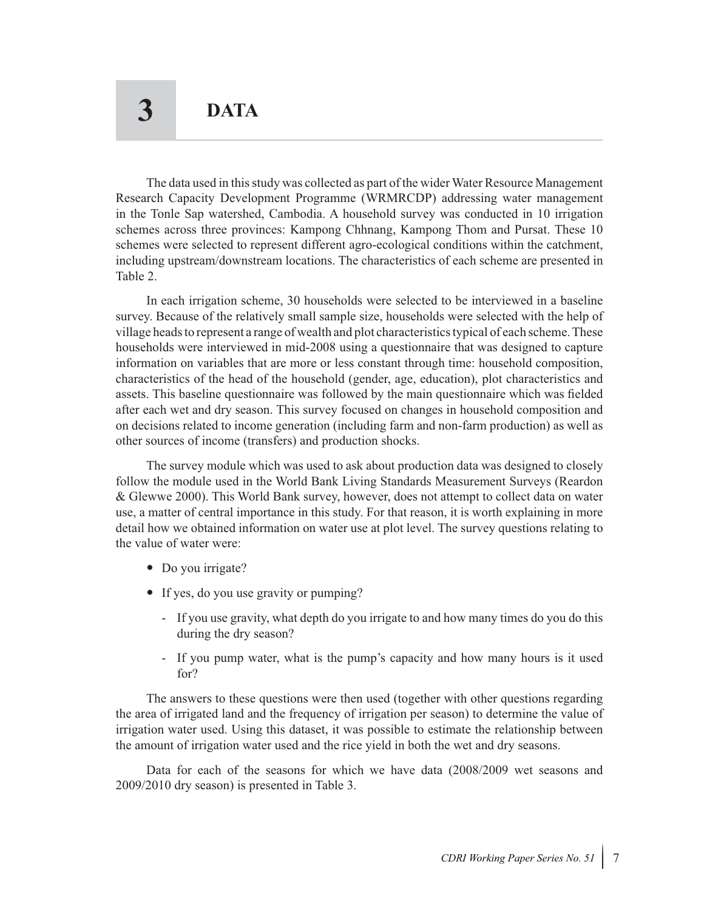# 3 DATA

The data used in this study was collected as part of the wider Water Resource Management Research Capacity Development Programme (WRMRCDP) addressing water management in the Tonle Sap watershed, Cambodia. A household survey was conducted in 10 irrigation schemes across three provinces: Kampong Chhnang, Kampong Thom and Pursat. These 10 schemes were selected to represent different agro-ecological conditions within the catchment, including upstream/downstream locations. The characteristics of each scheme are presented in Table 2.

In each irrigation scheme, 30 households were selected to be interviewed in a baseline survey. Because of the relatively small sample size, households were selected with the help of village heads to represent a range of wealth and plot characteristics typical of each scheme. These households were interviewed in mid-2008 using a questionnaire that was designed to capture information on variables that are more or less constant through time: household composition, characteristics of the head of the household (gender, age, education), plot characteristics and assets. This baseline questionnaire was followed by the main questionnaire which was fielded after each wet and dry season. This survey focused on changes in household composition and on decisions related to income generation (including farm and non-farm production) as well as other sources of income (transfers) and production shocks.

The survey module which was used to ask about production data was designed to closely follow the module used in the World Bank Living Standards Measurement Surveys (Reardon & Glewwe 2000). This World Bank survey, however, does not attempt to collect data on water use, a matter of central importance in this study. For that reason, it is worth explaining in more detail how we obtained information on water use at plot level. The survey questions relating to the value of water were:

- Do you irrigate?
- If yes, do you use gravity or pumping?
  - If you use gravity, what depth do you irrigate to and how many times do you do this during the dry season?
  - If you pump water, what is the pump's capacity and how many hours is it used for?

The answers to these questions were then used (together with other questions regarding the area of irrigated land and the frequency of irrigation per season) to determine the value of irrigation water used. Using this dataset, it was possible to estimate the relationship between the amount of irrigation water used and the rice yield in both the wet and dry seasons.

Data for each of the seasons for which we have data (2008/2009 wet seasons and 2009/2010 dry season) is presented in Table 3.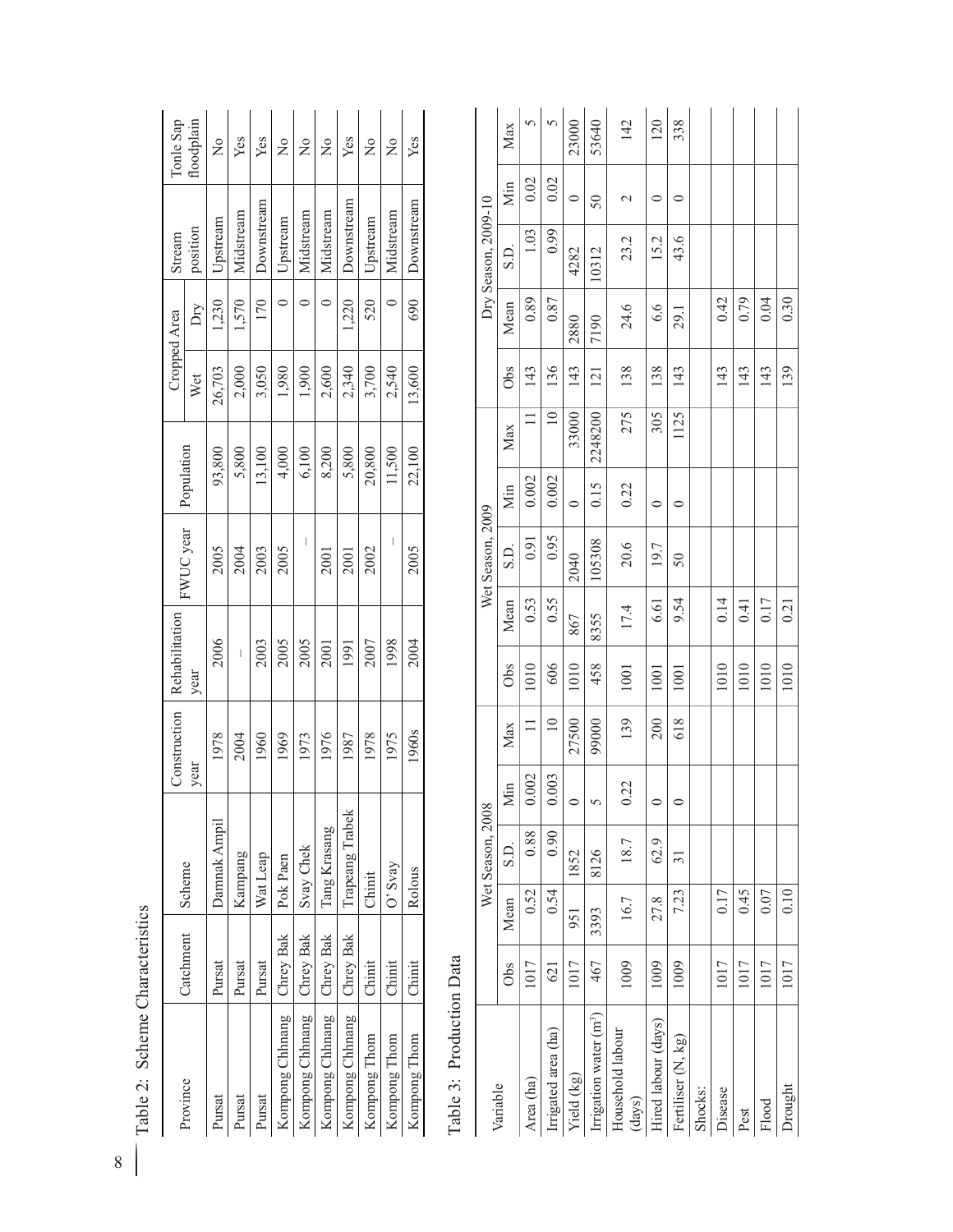Table 2: Scheme Characteristics

| Province | Catchment | Scheme | Construction year | Rehabilitation year | FWUC year | Population | Cropped Area | | Stream position | Tonle Sap floodplain |
|---|---|---|---|---|---|---|---|---|---|---|
| | | | | | | | Wet | Dry | | |
| Pursat | Pursat | Damnak Ampil | 1978 | 2006 | 2005 | 93,800 | 26,703 | 1,230 | Upstream | No |
| Pursat | Pursat | Kampang | 2004 | – | 2004 | 5,800 | 2,000 | 1,570 | Midstream | Yes |
| Pursat | Pursat | Wat Leap | 1960 | 2003 | 2003 | 13,100 | 3,050 | 170 | Downstream | Yes |
| Kompong Chhnang | Chrey Bak | Pok Paen | 1969 | 2005 | 2005 | 4,000 | 1,980 | 0 | Upstream | No |
| Kompong Chhnang | Chrey Bak | Svay Chek | 1973 | 2005 | – | 6,100 | 1,900 | 0 | Midstream | No |
| Kompong Chhnang | Chrey Bak | Tang Krasang | 1976 | 2001 | 2001 | 8,200 | 2,600 | 0 | Midstream | No |
| Kompong Chhnang | Chrey Bak | Trapeang Trabek | 1987 | 1991 | 2001 | 5,800 | 2,340 | 1,220 | Downstream | Yes |
| Kompong Thom | Chinit | Chinit | 1978 | 2007 | 2002 | 20,800 | 3,700 | 520 | Upstream | No |
| Kompong Thom | Chinit | O' Svay | 1975 | 1998 | – | 11,500 | 2,540 | 0 | Midstream | No |
| Kompong Thom | Chinit | Rolous | 1960s | 2004 | 2005 | 22,100 | 13,600 | 690 | Downstream | Yes |

Table 3: Production Data

| Variable | Wet Season, 2008 | | | | | Wet Season, 2009 | | | | | Dry Season, 2009-10 | | | | |
|---|---|---|---|---|---|---|---|---|---|---|---|---|---|---|---|
| | Obs | Mean | S.D. | Min | Max | Obs | Mean | S.D. | Min | Max | Obs | Mean | S.D. | Min | Max |
| Area (ha) | 1017 | 0.52 | 0.88 | 0.002 | 11 | 1010 | 0.53 | 0.91 | 0.002 | 11 | 143 | 0.89 | 1.03 | 0.02 | 5 |
| Irrigated area (ha) | 621 | 0.54 | 0.90 | 0.003 | 10 | 606 | 0.55 | 0.95 | 0.002 | 10 | 136 | 0.87 | 0.99 | 0.02 | 5 |
| Yield (kg) | 1017 | 951 | 1852 | 0 | 27500 | 1010 | 867 | 2040 | 0 | 33000 | 143 | 2880 | 4282 | 0 | 23000 |
| Irrigation water ($m^3$) | 467 | 3393 | 8126 | 5 | 99000 | 458 | 8355 | 105308 | 0.15 | 2248200 | 121 | 7190 | 10312 | 50 | 53640 |
| Household labour (days) | 1009 | 16.7 | 18.7 | 0.22 | 139 | 1001 | 17.4 | 20.6 | 0.22 | 275 | 138 | 24.6 | 23.2 | 2 | 142 |
| Hired labour (days) | 1009 | 27.8 | 62.9 | 0 | 200 | 1001 | 6.61 | 19.7 | 0 | 305 | 138 | 6.6 | 15.2 | 0 | 120 |
| Fertiliser (N, kg) | 1009 | 7.23 | 31 | 0 | 618 | 1001 | 9.54 | 50 | 0 | 1125 | 143 | 29.1 | 43.6 | 0 | 338 |
| Shocks: | | | | | | | | | | | | | | | |
| Disease | 1017 | 0.17 | | | | 1010 | 0.14 | | | | 143 | 0.42 | | | |
| Pest | 1017 | 0.45 | | | | 1010 | 0.41 | | | | 143 | 0.79 | | | |
| Flood | 1017 | 0.07 | | | | 1010 | 0.17 | | | | 143 | 0.04 | | | |
| Drought | 1017 | 0.10 | | | | 1010 | 0.21 | | | | 139 | 0.30 | | | |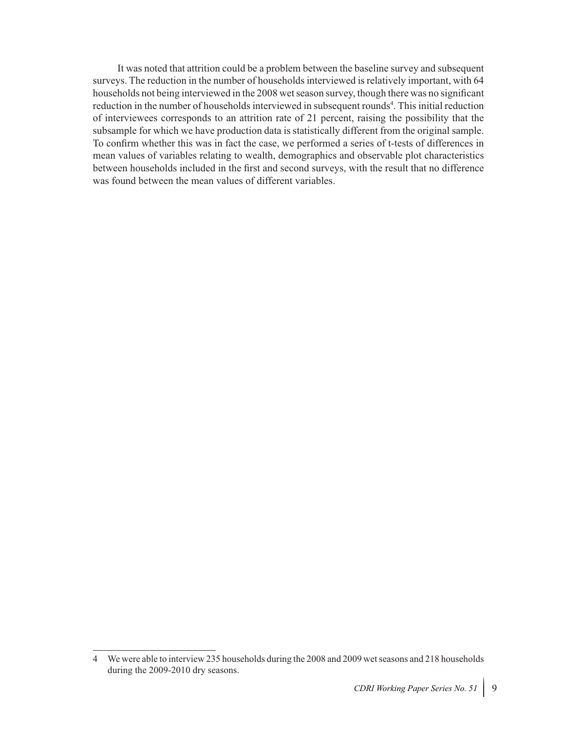It was noted that attrition could be a problem between the baseline survey and subsequent surveys. The reduction in the number of households interviewed is relatively important, with 64 households not being interviewed in the 2008 wet season survey, though there was no significant reduction in the number of households interviewed in subsequent rounds[4]. This initial reduction of interviewees corresponds to an attrition rate of 21 percent, raising the possibility that the subsample for which we have production data is statistically different from the original sample. To confirm whether this was in fact the case, we performed a series of t-tests of differences in mean values of variables relating to wealth, demographics and observable plot characteristics between households included in the first and second surveys, with the result that no difference was found between the mean values of different variables.

---

4 We were able to interview 235 households during the 2008 and 2009 wet seasons and 218 households during the 2009-2010 dry seasons.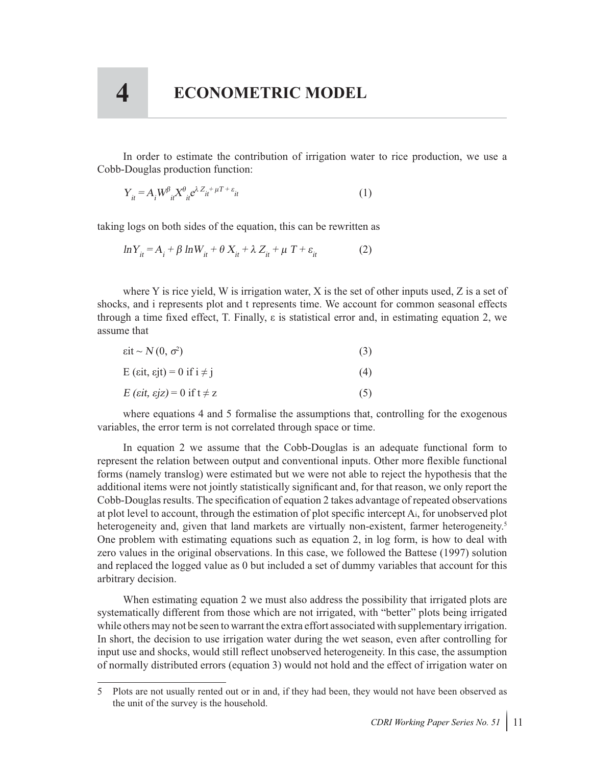# 4 ECONOMETRIC MODEL

In order to estimate the contribution of irrigation water to rice production, we use a Cobb-Douglas production function:

$$Y_{it} = A_i W^{\beta}_{it} X^{\theta}_{it} e^{\lambda Z_{it} + \mu T + \varepsilon_{it}} \quad (1)$$

taking logs on both sides of the equation, this can be rewritten as

$$lnY_{it} = A_i + \beta \, lnW_{it} + \theta \, X_{it} + \lambda \, Z_{it} + \mu \, T + \varepsilon_{it} \quad (2)$$

where Y is rice yield, W is irrigation water, X is the set of other inputs used, Z is a set of shocks, and i represents plot and t represents time. We account for common seasonal effects through a time fixed effect, T. Finally, ε is statistical error and, in estimating equation 2, we assume that

$$\varepsilon it \sim N(0, \sigma^2) \quad (3)$$

$$E(\varepsilon it, \varepsilon jt) = 0 \text{ if } i \neq j \quad (4)$$

$$E(\varepsilon it, \varepsilon jz) = 0 \text{ if } t \neq z \quad (5)$$

where equations 4 and 5 formalise the assumptions that, controlling for the exogenous variables, the error term is not correlated through space or time.

In equation 2 we assume that the Cobb-Douglas is an adequate functional form to represent the relation between output and conventional inputs. Other more flexible functional forms (namely translog) were estimated but we were not able to reject the hypothesis that the additional items were not jointly statistically significant and, for that reason, we only report the Cobb-Douglas results. The specification of equation 2 takes advantage of repeated observations at plot level to account, through the estimation of plot specific intercept $A_i$, for unobserved plot heterogeneity and, given that land markets are virtually non-existent, farmer heterogeneity.[5] One problem with estimating equations such as equation 2, in log form, is how to deal with zero values in the original observations. In this case, we followed the Battese (1997) solution and replaced the logged value as 0 but included a set of dummy variables that account for this arbitrary decision.

When estimating equation 2 we must also address the possibility that irrigated plots are systematically different from those which are not irrigated, with "better" plots being irrigated while others may not be seen to warrant the extra effort associated with supplementary irrigation. In short, the decision to use irrigation water during the wet season, even after controlling for input use and shocks, would still reflect unobserved heterogeneity. In this case, the assumption of normally distributed errors (equation 3) would not hold and the effect of irrigation water on

---

5 Plots are not usually rented out or in and, if they had been, they would not have been observed as the unit of the survey is the household.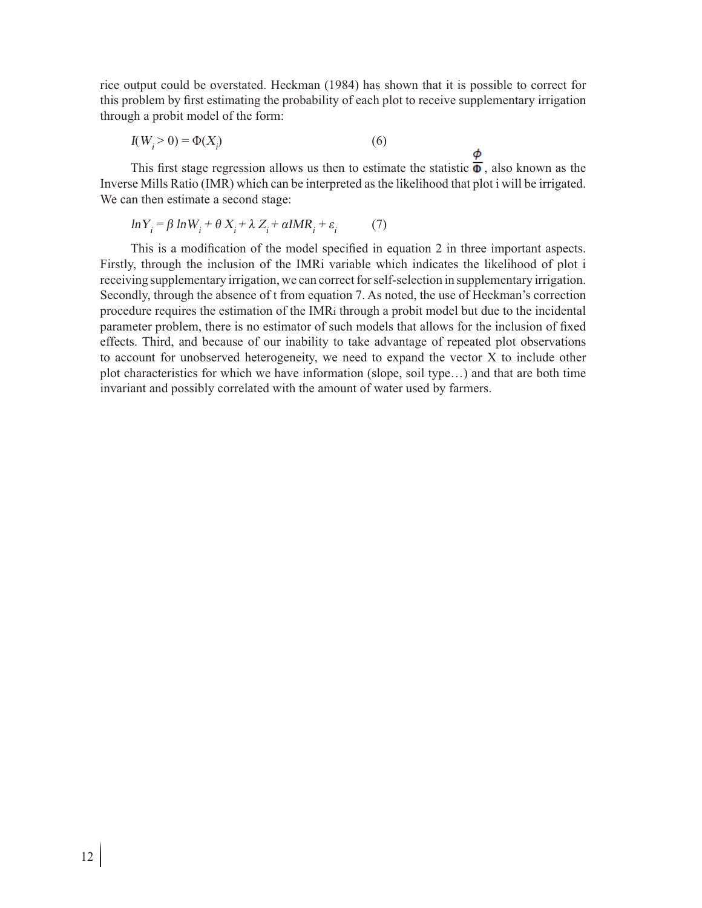rice output could be overstated. Heckman (1984) has shown that it is possible to correct for this problem by first estimating the probability of each plot to receive supplementary irrigation through a probit model of the form:

$$I(W_i > 0) = \Phi(X_i) \qquad (6)$$

This first stage regression allows us then to estimate the statistic $\frac{\phi}{\Phi}$, also known as the Inverse Mills Ratio (IMR) which can be interpreted as the likelihood that plot i will be irrigated. We can then estimate a second stage:

$$lnY_i = \beta\, lnW_i + \theta\, X_i + \lambda\, Z_i + \alpha IMR_i + \varepsilon_i \qquad (7)$$

This is a modification of the model specified in equation 2 in three important aspects. Firstly, through the inclusion of the $IMR_i$ variable which indicates the likelihood of plot i receiving supplementary irrigation, we can correct for self-selection in supplementary irrigation. Secondly, through the absence of t from equation 7. As noted, the use of Heckman's correction procedure requires the estimation of the $IMR_i$ through a probit model but due to the incidental parameter problem, there is no estimator of such models that allows for the inclusion of fixed effects. Third, and because of our inability to take advantage of repeated plot observations to account for unobserved heterogeneity, we need to expand the vector X to include other plot characteristics for which we have information (slope, soil type…) and that are both time invariant and possibly correlated with the amount of water used by farmers.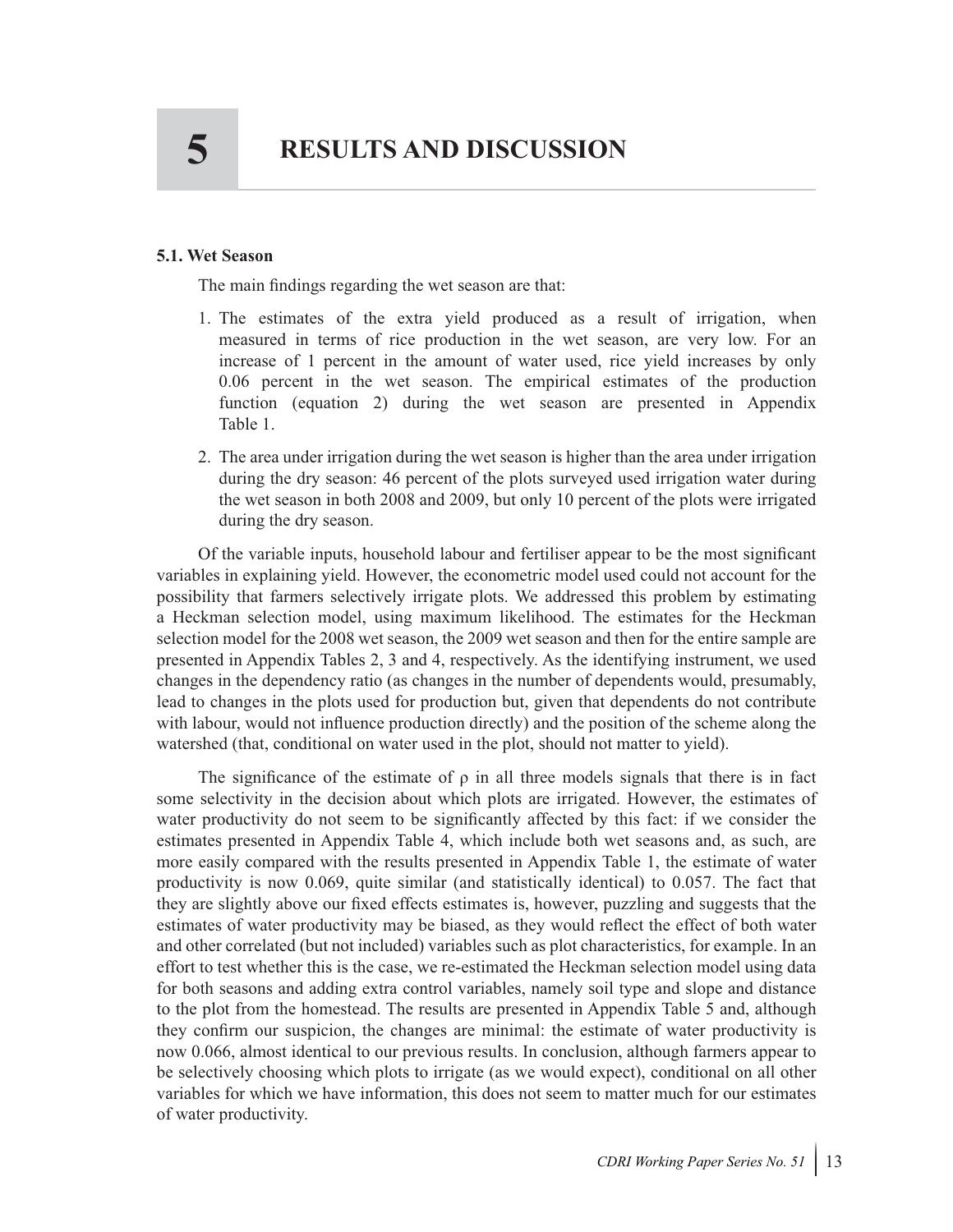# 5 RESULTS AND DISCUSSION

### 5.1. Wet Season

The main findings regarding the wet season are that:

1. The estimates of the extra yield produced as a result of irrigation, when measured in terms of rice production in the wet season, are very low. For an increase of 1 percent in the amount of water used, rice yield increases by only 0.06 percent in the wet season. The empirical estimates of the production function (equation 2) during the wet season are presented in Appendix Table 1.
2. The area under irrigation during the wet season is higher than the area under irrigation during the dry season: 46 percent of the plots surveyed used irrigation water during the wet season in both 2008 and 2009, but only 10 percent of the plots were irrigated during the dry season.

Of the variable inputs, household labour and fertiliser appear to be the most significant variables in explaining yield. However, the econometric model used could not account for the possibility that farmers selectively irrigate plots. We addressed this problem by estimating a Heckman selection model, using maximum likelihood. The estimates for the Heckman selection model for the 2008 wet season, the 2009 wet season and then for the entire sample are presented in Appendix Tables 2, 3 and 4, respectively. As the identifying instrument, we used changes in the dependency ratio (as changes in the number of dependents would, presumably, lead to changes in the plots used for production but, given that dependents do not contribute with labour, would not influence production directly) and the position of the scheme along the watershed (that, conditional on water used in the plot, should not matter to yield).

The significance of the estimate of $\rho$ in all three models signals that there is in fact some selectivity in the decision about which plots are irrigated. However, the estimates of water productivity do not seem to be significantly affected by this fact: if we consider the estimates presented in Appendix Table 4, which include both wet seasons and, as such, are more easily compared with the results presented in Appendix Table 1, the estimate of water productivity is now 0.069, quite similar (and statistically identical) to 0.057. The fact that they are slightly above our fixed effects estimates is, however, puzzling and suggests that the estimates of water productivity may be biased, as they would reflect the effect of both water and other correlated (but not included) variables such as plot characteristics, for example. In an effort to test whether this is the case, we re-estimated the Heckman selection model using data for both seasons and adding extra control variables, namely soil type and slope and distance to the plot from the homestead. The results are presented in Appendix Table 5 and, although they confirm our suspicion, the changes are minimal: the estimate of water productivity is now 0.066, almost identical to our previous results. In conclusion, although farmers appear to be selectively choosing which plots to irrigate (as we would expect), conditional on all other variables for which we have information, this does not seem to matter much for our estimates of water productivity.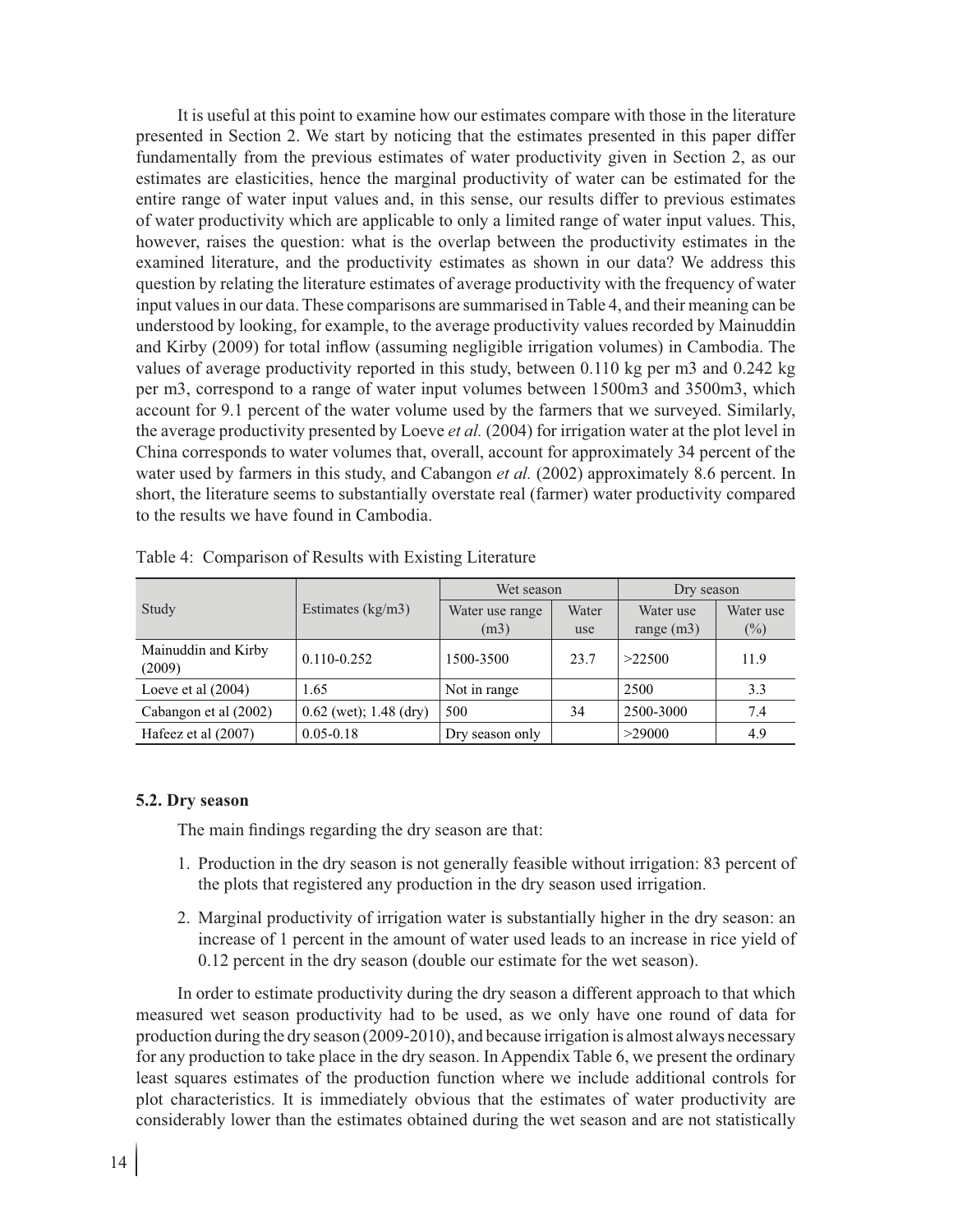It is useful at this point to examine how our estimates compare with those in the literature presented in Section 2. We start by noticing that the estimates presented in this paper differ fundamentally from the previous estimates of water productivity given in Section 2, as our estimates are elasticities, hence the marginal productivity of water can be estimated for the entire range of water input values and, in this sense, our results differ to previous estimates of water productivity which are applicable to only a limited range of water input values. This, however, raises the question: what is the overlap between the productivity estimates in the examined literature, and the productivity estimates as shown in our data? We address this question by relating the literature estimates of average productivity with the frequency of water input values in our data. These comparisons are summarised in Table 4, and their meaning can be understood by looking, for example, to the average productivity values recorded by Mainuddin and Kirby (2009) for total inflow (assuming negligible irrigation volumes) in Cambodia. The values of average productivity reported in this study, between 0.110 kg per m3 and 0.242 kg per m3, correspond to a range of water input volumes between 1500m3 and 3500m3, which account for 9.1 percent of the water volume used by the farmers that we surveyed. Similarly, the average productivity presented by Loeve *et al.* (2004) for irrigation water at the plot level in China corresponds to water volumes that, overall, account for approximately 34 percent of the water used by farmers in this study, and Cabangon *et al.* (2002) approximately 8.6 percent. In short, the literature seems to substantially overstate real (farmer) water productivity compared to the results we have found in Cambodia.

Table 4: Comparison of Results with Existing Literature

| Study | Estimates (kg/m3) | Wet season | | Dry season | |
|---|---|---|---|---|---|
| | | Water use range (m3) | Water use | Water use range (m3) | Water use (%) |
| Mainuddin and Kirby (2009) | 0.110-0.252 | 1500-3500 | 23.7 | >22500 | 11.9 |
| Loeve et al (2004) | 1.65 | Not in range | | 2500 | 3.3 |
| Cabangon et al (2002) | 0.62 (wet); 1.48 (dry) | 500 | 34 | 2500-3000 | 7.4 |
| Hafeez et al (2007) | 0.05-0.18 | Dry season only | | >29000 | 4.9 |

### 5.2. Dry season

The main findings regarding the dry season are that:

1. Production in the dry season is not generally feasible without irrigation: 83 percent of the plots that registered any production in the dry season used irrigation.
2. Marginal productivity of irrigation water is substantially higher in the dry season: an increase of 1 percent in the amount of water used leads to an increase in rice yield of 0.12 percent in the dry season (double our estimate for the wet season).

In order to estimate productivity during the dry season a different approach to that which measured wet season productivity had to be used, as we only have one round of data for production during the dry season (2009-2010), and because irrigation is almost always necessary for any production to take place in the dry season. In Appendix Table 6, we present the ordinary least squares estimates of the production function where we include additional controls for plot characteristics. It is immediately obvious that the estimates of water productivity are considerably lower than the estimates obtained during the wet season and are not statistically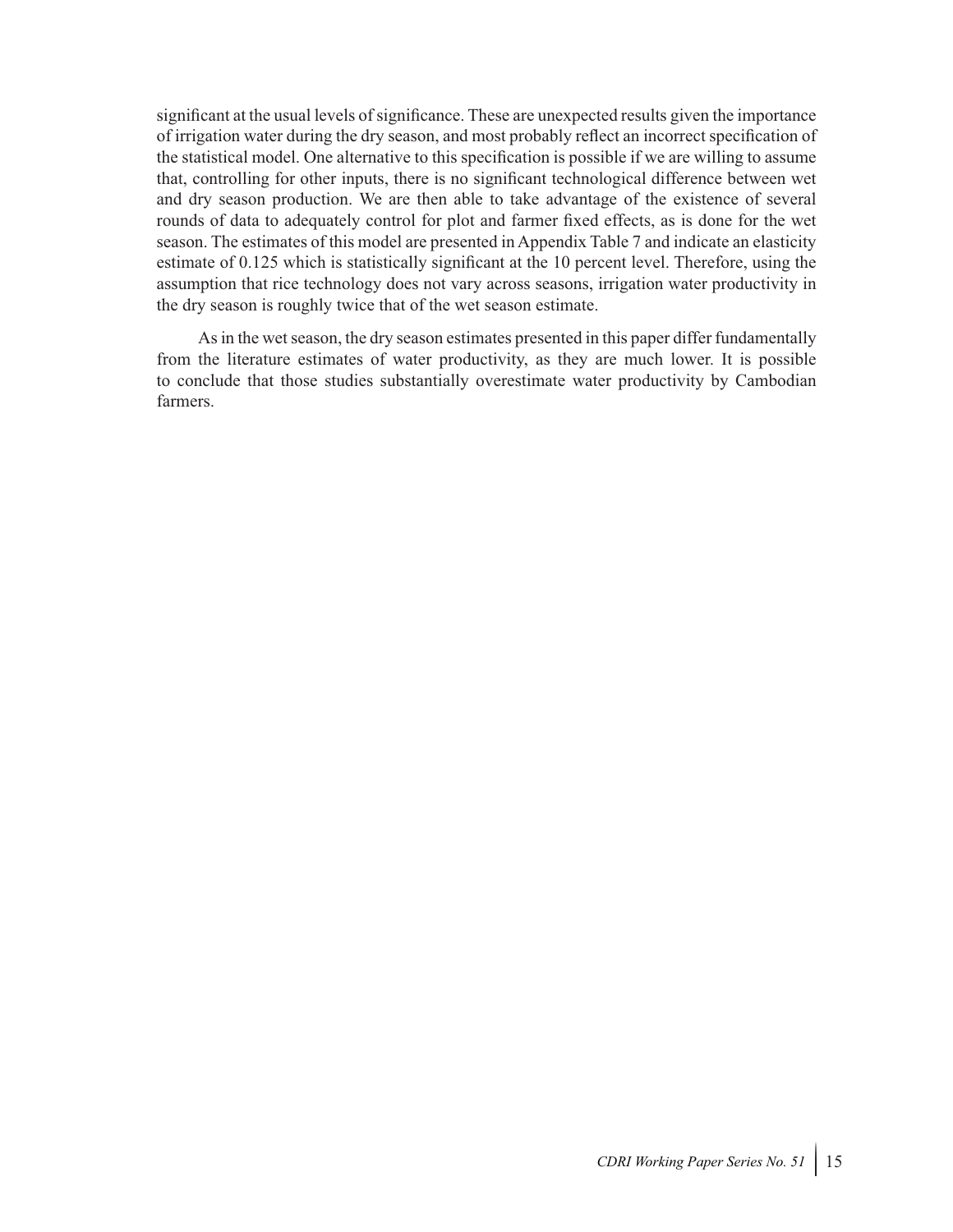significant at the usual levels of significance. These are unexpected results given the importance of irrigation water during the dry season, and most probably reflect an incorrect specification of the statistical model. One alternative to this specification is possible if we are willing to assume that, controlling for other inputs, there is no significant technological difference between wet and dry season production. We are then able to take advantage of the existence of several rounds of data to adequately control for plot and farmer fixed effects, as is done for the wet season. The estimates of this model are presented in Appendix Table 7 and indicate an elasticity estimate of 0.125 which is statistically significant at the 10 percent level. Therefore, using the assumption that rice technology does not vary across seasons, irrigation water productivity in the dry season is roughly twice that of the wet season estimate.

As in the wet season, the dry season estimates presented in this paper differ fundamentally from the literature estimates of water productivity, as they are much lower. It is possible to conclude that those studies substantially overestimate water productivity by Cambodian farmers.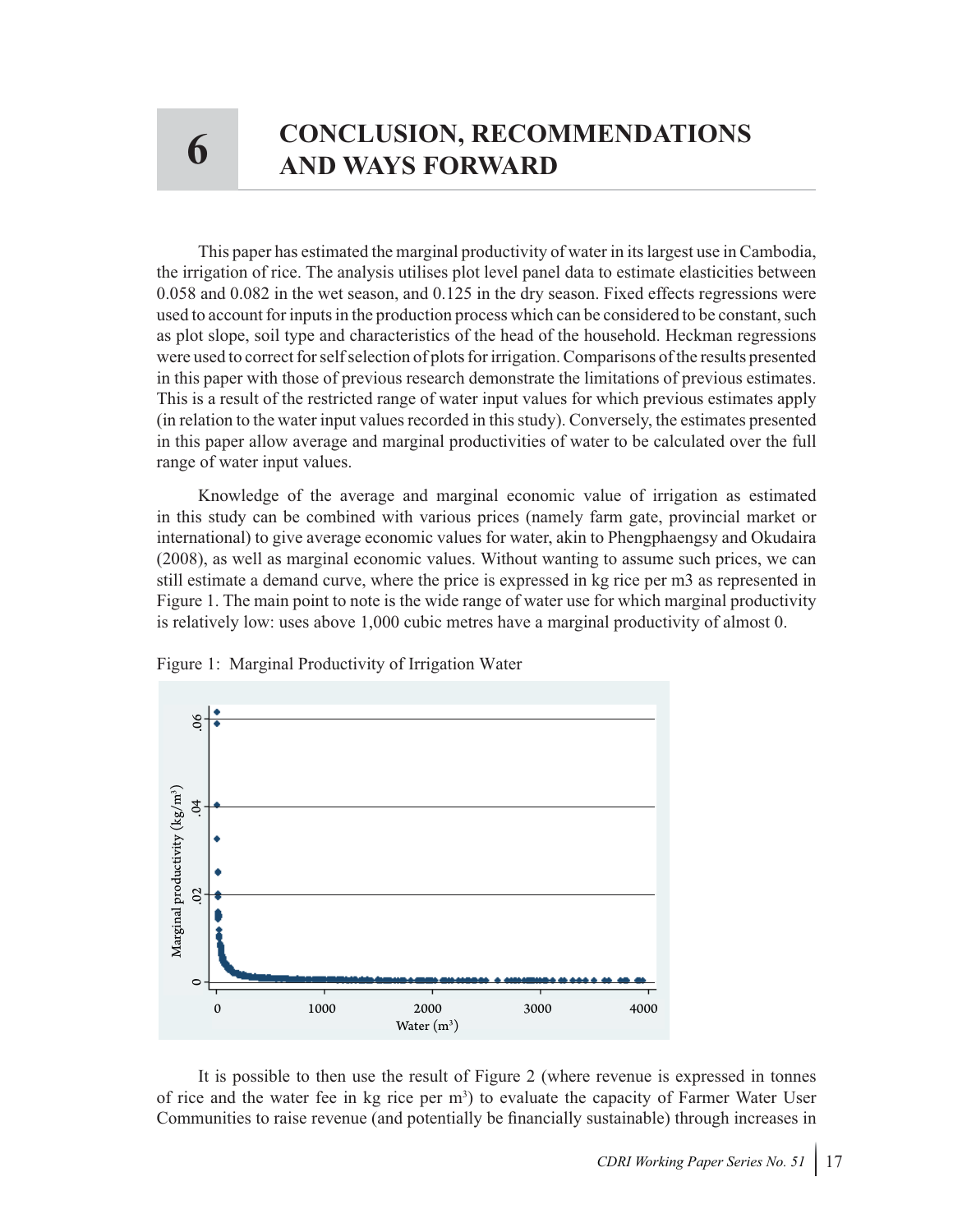# 6 CONCLUSION, RECOMMENDATIONS AND WAYS FORWARD

This paper has estimated the marginal productivity of water in its largest use in Cambodia, the irrigation of rice. The analysis utilises plot level panel data to estimate elasticities between 0.058 and 0.082 in the wet season, and 0.125 in the dry season. Fixed effects regressions were used to account for inputs in the production process which can be considered to be constant, such as plot slope, soil type and characteristics of the head of the household. Heckman regressions were used to correct for self selection of plots for irrigation. Comparisons of the results presented in this paper with those of previous research demonstrate the limitations of previous estimates. This is a result of the restricted range of water input values for which previous estimates apply (in relation to the water input values recorded in this study). Conversely, the estimates presented in this paper allow average and marginal productivities of water to be calculated over the full range of water input values.

Knowledge of the average and marginal economic value of irrigation as estimated in this study can be combined with various prices (namely farm gate, provincial market or international) to give average economic values for water, akin to Phengphaengsy and Okudaira (2008), as well as marginal economic values. Without wanting to assume such prices, we can still estimate a demand curve, where the price is expressed in kg rice per m3 as represented in Figure 1. The main point to note is the wide range of water use for which marginal productivity is relatively low: uses above 1,000 cubic metres have a marginal productivity of almost 0.

Figure 1: Marginal Productivity of Irrigation Water

It is possible to then use the result of Figure 2 (where revenue is expressed in tonnes of rice and the water fee in kg rice per $m^3$) to evaluate the capacity of Farmer Water User Communities to raise revenue (and potentially be financially sustainable) through increases in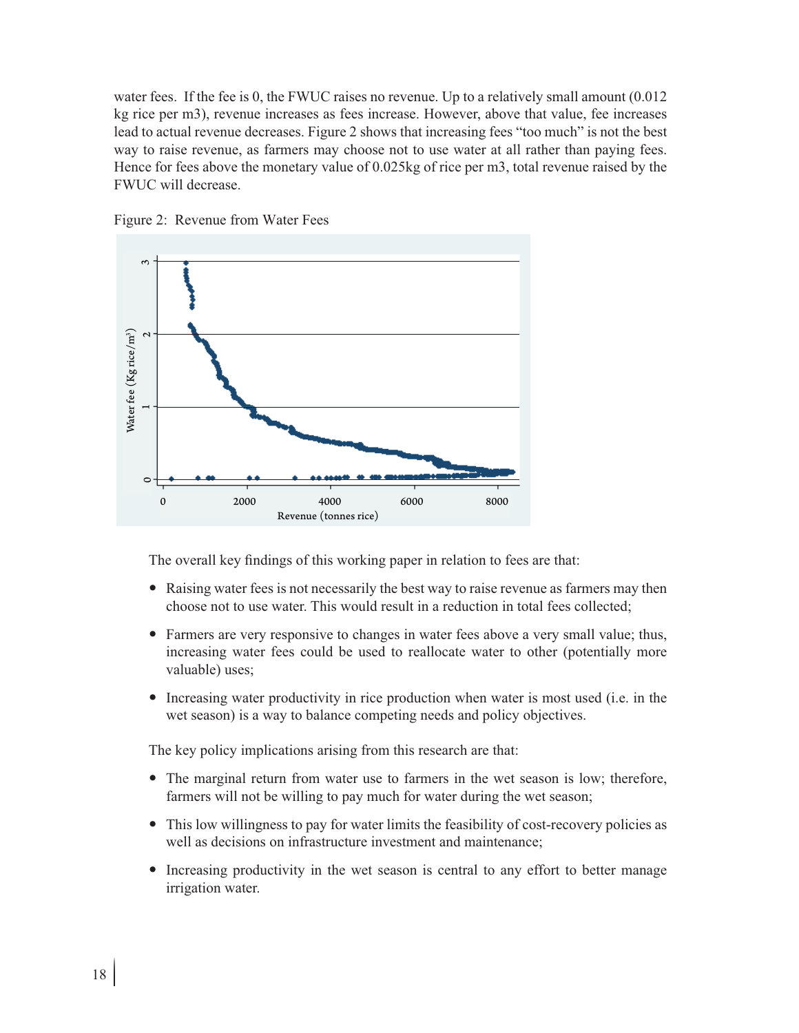water fees. If the fee is 0, the FWUC raises no revenue. Up to a relatively small amount (0.012 kg rice per m3), revenue increases as fees increase. However, above that value, fee increases lead to actual revenue decreases. Figure 2 shows that increasing fees "too much" is not the best way to raise revenue, as farmers may choose not to use water at all rather than paying fees. Hence for fees above the monetary value of 0.025kg of rice per m3, total revenue raised by the FWUC will decrease.

Figure 2: Revenue from Water Fees

The overall key findings of this working paper in relation to fees are that:

- Raising water fees is not necessarily the best way to raise revenue as farmers may then choose not to use water. This would result in a reduction in total fees collected;
- Farmers are very responsive to changes in water fees above a very small value; thus, increasing water fees could be used to reallocate water to other (potentially more valuable) uses;
- Increasing water productivity in rice production when water is most used (i.e. in the wet season) is a way to balance competing needs and policy objectives.

The key policy implications arising from this research are that:

- The marginal return from water use to farmers in the wet season is low; therefore, farmers will not be willing to pay much for water during the wet season;
- This low willingness to pay for water limits the feasibility of cost-recovery policies as well as decisions on infrastructure investment and maintenance;
- Increasing productivity in the wet season is central to any effort to better manage irrigation water.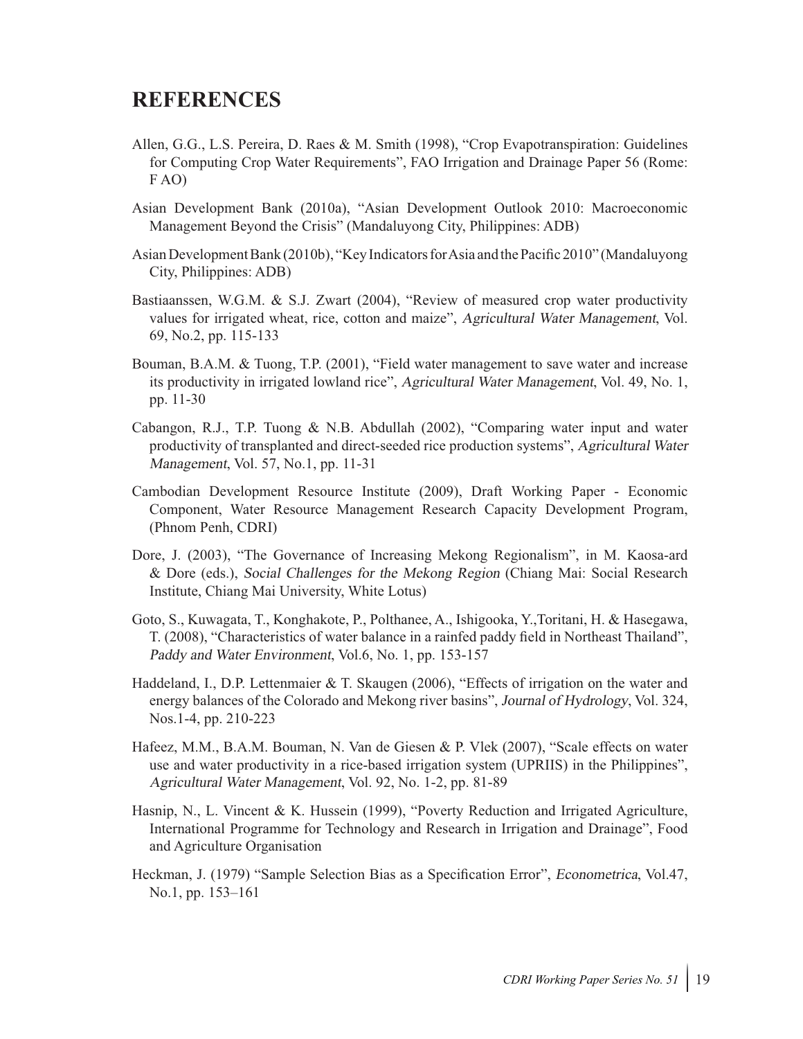# REFERENCES

Allen, G.G., L.S. Pereira, D. Raes & M. Smith (1998), "Crop Evapotranspiration: Guidelines for Computing Crop Water Requirements", FAO Irrigation and Drainage Paper 56 (Rome: F AO)

Asian Development Bank (2010a), "Asian Development Outlook 2010: Macroeconomic Management Beyond the Crisis" (Mandaluyong City, Philippines: ADB)

Asian Development Bank (2010b), "Key Indicators for Asia and the Pacific 2010" (Mandaluyong City, Philippines: ADB)

Bastiaanssen, W.G.M. & S.J. Zwart (2004), "Review of measured crop water productivity values for irrigated wheat, rice, cotton and maize", *Agricultural Water Management*, Vol. 69, No.2, pp. 115-133

Bouman, B.A.M. & Tuong, T.P. (2001), "Field water management to save water and increase its productivity in irrigated lowland rice", *Agricultural Water Management*, Vol. 49, No. 1, pp. 11-30

Cabangon, R.J., T.P. Tuong & N.B. Abdullah (2002), "Comparing water input and water productivity of transplanted and direct-seeded rice production systems", *Agricultural Water Management*, Vol. 57, No.1, pp. 11-31

Cambodian Development Resource Institute (2009), Draft Working Paper - Economic Component, Water Resource Management Research Capacity Development Program, (Phnom Penh, CDRI)

Dore, J. (2003), "The Governance of Increasing Mekong Regionalism", in M. Kaosa-ard & Dore (eds.), *Social Challenges for the Mekong Region* (Chiang Mai: Social Research Institute, Chiang Mai University, White Lotus)

Goto, S., Kuwagata, T., Konghakote, P., Polthanee, A., Ishigooka, Y.,Toritani, H. & Hasegawa, T. (2008), "Characteristics of water balance in a rainfed paddy field in Northeast Thailand", *Paddy and Water Environment*, Vol.6, No. 1, pp. 153-157

Haddeland, I., D.P. Lettenmaier & T. Skaugen (2006), "Effects of irrigation on the water and energy balances of the Colorado and Mekong river basins", *Journal of Hydrology*, Vol. 324, Nos.1-4, pp. 210-223

Hafeez, M.M., B.A.M. Bouman, N. Van de Giesen & P. Vlek (2007), "Scale effects on water use and water productivity in a rice-based irrigation system (UPRIIS) in the Philippines", *Agricultural Water Management*, Vol. 92, No. 1-2, pp. 81-89

Hasnip, N., L. Vincent & K. Hussein (1999), "Poverty Reduction and Irrigated Agriculture, International Programme for Technology and Research in Irrigation and Drainage", Food and Agriculture Organisation

Heckman, J. (1979) "Sample Selection Bias as a Specification Error", *Econometrica*, Vol.47, No.1, pp. 153–161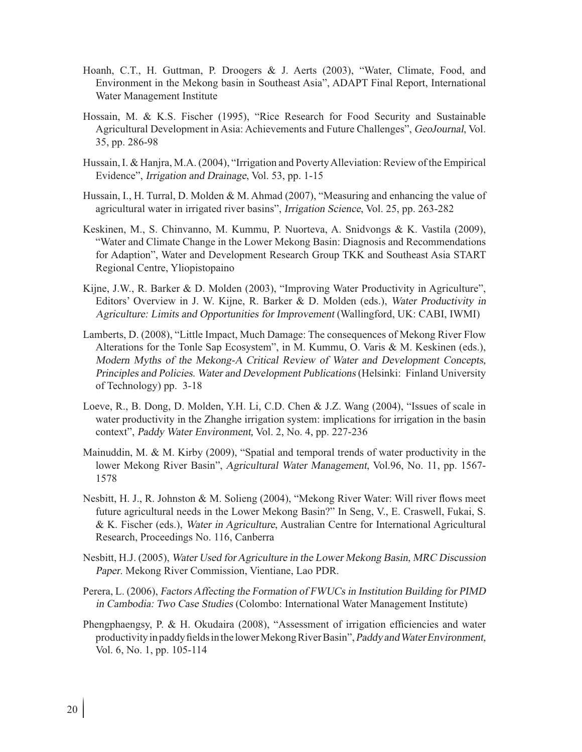Hoanh, C.T., H. Guttman, P. Droogers & J. Aerts (2003), "Water, Climate, Food, and Environment in the Mekong basin in Southeast Asia", ADAPT Final Report, International Water Management Institute

Hossain, M. & K.S. Fischer (1995), "Rice Research for Food Security and Sustainable Agricultural Development in Asia: Achievements and Future Challenges", *GeoJournal*, Vol. 35, pp. 286-98

Hussain, I. & Hanjra, M.A. (2004), "Irrigation and Poverty Alleviation: Review of the Empirical Evidence", *Irrigation and Drainage*, Vol. 53, pp. 1-15

Hussain, I., H. Turral, D. Molden & M. Ahmad (2007), "Measuring and enhancing the value of agricultural water in irrigated river basins", *Irrigation Science*, Vol. 25, pp. 263-282

Keskinen, M., S. Chinvanno, M. Kummu, P. Nuorteva, A. Snidvongs & K. Vastila (2009), "Water and Climate Change in the Lower Mekong Basin: Diagnosis and Recommendations for Adaption", Water and Development Research Group TKK and Southeast Asia START Regional Centre, Yliopistopaino

Kijne, J.W., R. Barker & D. Molden (2003), "Improving Water Productivity in Agriculture", Editors' Overview in J. W. Kijne, R. Barker & D. Molden (eds.), *Water Productivity in Agriculture: Limits and Opportunities for Improvement* (Wallingford, UK: CABI, IWMI)

Lamberts, D. (2008), "Little Impact, Much Damage: The consequences of Mekong River Flow Alterations for the Tonle Sap Ecosystem", in M. Kummu, O. Varis & M. Keskinen (eds.), *Modern Myths of the Mekong-A Critical Review of Water and Development Concepts, Principles and Policies. Water and Development Publications* (Helsinki: Finland University of Technology) pp. 3-18

Loeve, R., B. Dong, D. Molden, Y.H. Li, C.D. Chen & J.Z. Wang (2004), "Issues of scale in water productivity in the Zhanghe irrigation system: implications for irrigation in the basin context", *Paddy Water Environment*, Vol. 2, No. 4, pp. 227-236

Mainuddin, M. & M. Kirby (2009), "Spatial and temporal trends of water productivity in the lower Mekong River Basin", *Agricultural Water Management*, Vol.96, No. 11, pp. 1567-1578

Nesbitt, H. J., R. Johnston & M. Solieng (2004), "Mekong River Water: Will river flows meet future agricultural needs in the Lower Mekong Basin?" In Seng, V., E. Craswell, Fukai, S. & K. Fischer (eds.), *Water in Agriculture*, Australian Centre for International Agricultural Research, Proceedings No. 116, Canberra

Nesbitt, H.J. (2005), *Water Used for Agriculture in the Lower Mekong Basin, MRC Discussion Paper*. Mekong River Commission, Vientiane, Lao PDR.

Perera, L. (2006), *Factors Affecting the Formation of FWUCs in Institution Building for PIMD in Cambodia: Two Case Studies* (Colombo: International Water Management Institute)

Phengphaengsy, P. & H. Okudaira (2008), "Assessment of irrigation efficiencies and water productivity in paddy fields in the lower Mekong River Basin", *Paddy and Water Environment*, Vol. 6, No. 1, pp. 105-114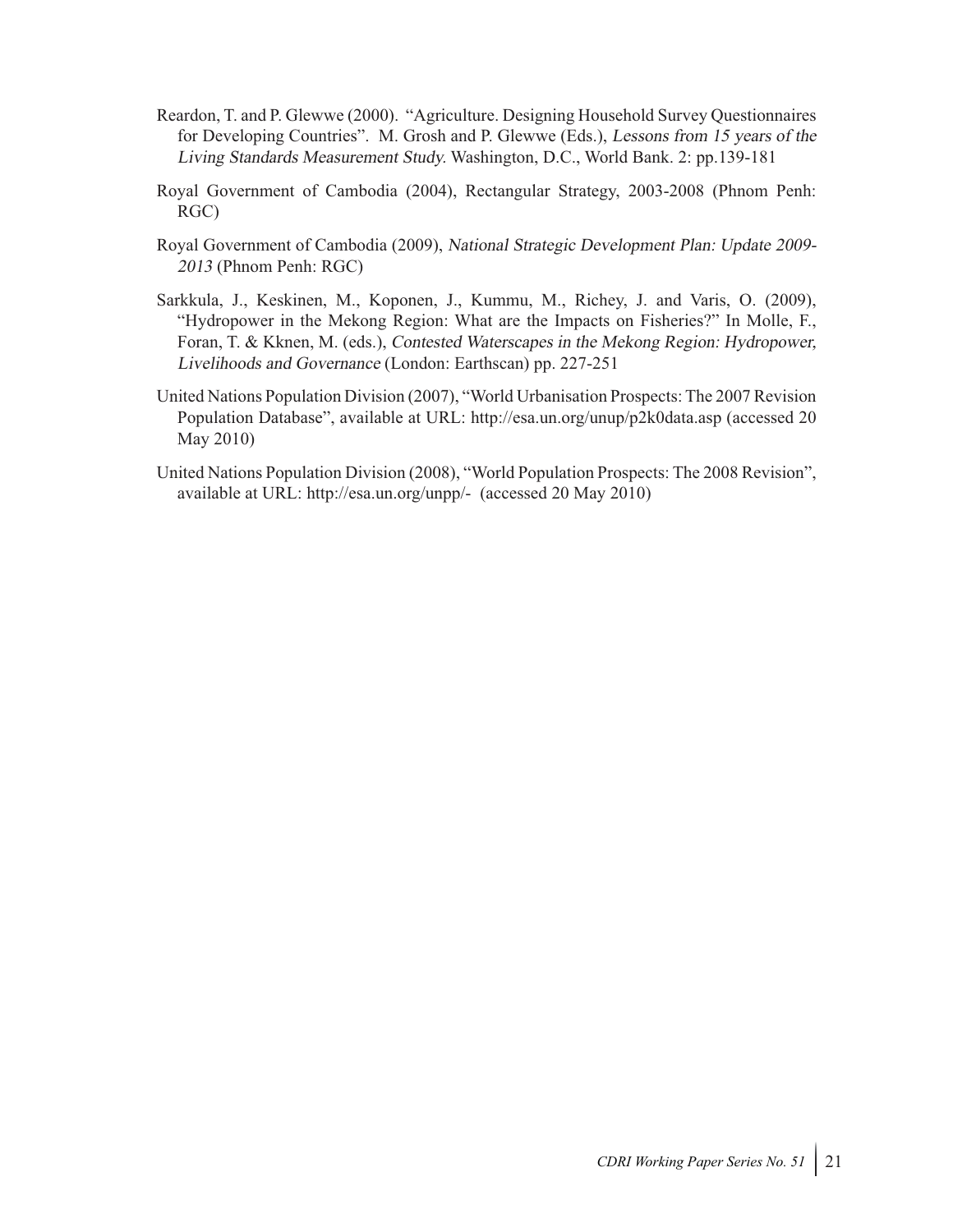Reardon, T. and P. Glewwe (2000). "Agriculture. Designing Household Survey Questionnaires for Developing Countries". M. Grosh and P. Glewwe (Eds.), *Lessons from 15 years of the Living Standards Measurement Study*. Washington, D.C., World Bank. 2: pp.139-181

Royal Government of Cambodia (2004), Rectangular Strategy, 2003-2008 (Phnom Penh: RGC)

Royal Government of Cambodia (2009), *National Strategic Development Plan: Update 2009-2013* (Phnom Penh: RGC)

Sarkkula, J., Keskinen, M., Koponen, J., Kummu, M., Richey, J. and Varis, O. (2009), "Hydropower in the Mekong Region: What are the Impacts on Fisheries?" In Molle, F., Foran, T. & Kknen, M. (eds.), *Contested Waterscapes in the Mekong Region: Hydropower, Livelihoods and Governance* (London: Earthscan) pp. 227-251

United Nations Population Division (2007), "World Urbanisation Prospects: The 2007 Revision Population Database", available at URL: http://esa.un.org/unup/p2k0data.asp (accessed 20 May 2010)

United Nations Population Division (2008), "World Population Prospects: The 2008 Revision", available at URL: http://esa.un.org/unpp/- (accessed 20 May 2010)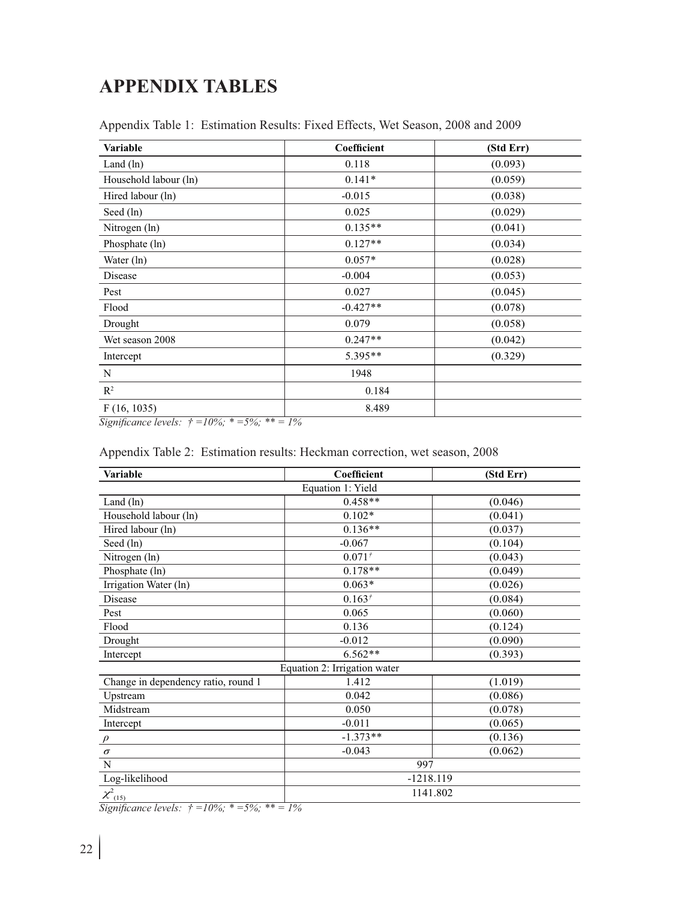# APPENDIX TABLES

Appendix Table 1: Estimation Results: Fixed Effects, Wet Season, 2008 and 2009

| Variable | Coefficient | (Std Err) |
|---|---|---|
| Land (ln) | 0.118 | (0.093) |
| Household labour (ln) | 0.141* | (0.059) |
| Hired labour (ln) | -0.015 | (0.038) |
| Seed (ln) | 0.025 | (0.029) |
| Nitrogen (ln) | 0.135** | (0.041) |
| Phosphate (ln) | 0.127** | (0.034) |
| Water (ln) | 0.057* | (0.028) |
| Disease | -0.004 | (0.053) |
| Pest | 0.027 | (0.045) |
| Flood | -0.427** | (0.078) |
| Drought | 0.079 | (0.058) |
| Wet season 2008 | 0.247** | (0.042) |
| Intercept | 5.395** | (0.329) |
| N | 1948 | |
| $R^2$ | 0.184 | |
| $F_{(16, 1035)}$ | 8.489 | |

*Significance levels: † =10%; * =5%; ** = 1%*

Appendix Table 2: Estimation results: Heckman correction, wet season, 2008

| Variable | Coefficient | (Std Err) |
|---|---|---|
| | Equation 1: Yield | |
| Land (ln) | 0.458** | (0.046) |
| Household labour (ln) | 0.102* | (0.041) |
| Hired labour (ln) | 0.136** | (0.037) |
| Seed (ln) | -0.067 | (0.104) |
| Nitrogen (ln) | 0.071† | (0.043) |
| Phosphate (ln) | 0.178** | (0.049) |
| Irrigation Water (ln) | 0.063* | (0.026) |
| Disease | 0.163† | (0.084) |
| Pest | 0.065 | (0.060) |
| Flood | 0.136 | (0.124) |
| Drought | -0.012 | (0.090) |
| Intercept | 6.562** | (0.393) |
| | Equation 2: Irrigation water | |
| Change in dependency ratio, round 1 | 1.412 | (1.019) |
| Upstream | 0.042 | (0.086) |
| Midstream | 0.050 | (0.078) |
| Intercept | -0.011 | (0.065) |
| $\rho$ | -1.373** | (0.136) |
| $\sigma$ | -0.043 | (0.062) |
| N | 997 | |
| Log-likelihood | -1218.119 | |
| $\chi^2_{(15)}$ | 1141.802 | |

*Significance levels: † =10%; * =5%; ** = 1%*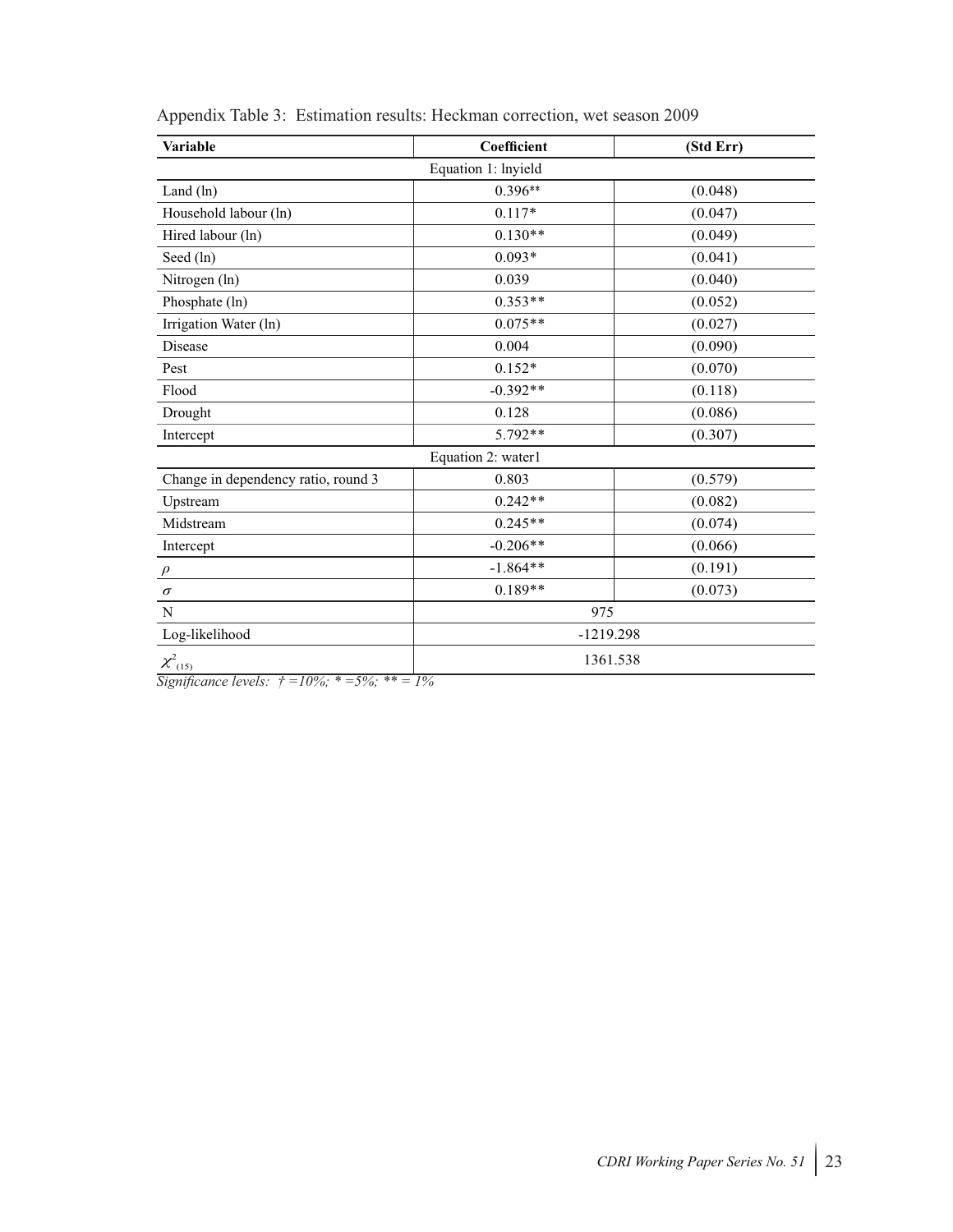Appendix Table 3: Estimation results: Heckman correction, wet season 2009

| Variable | Coefficient | (Std Err) |
|---|---|---|
| Equation 1: lnyield | | |
| Land (ln) | 0.396** | (0.048) |
| Household labour (ln) | 0.117* | (0.047) |
| Hired labour (ln) | 0.130** | (0.049) |
| Seed (ln) | 0.093* | (0.041) |
| Nitrogen (ln) | 0.039 | (0.040) |
| Phosphate (ln) | 0.353** | (0.052) |
| Irrigation Water (ln) | 0.075** | (0.027) |
| Disease | 0.004 | (0.090) |
| Pest | 0.152* | (0.070) |
| Flood | -0.392** | (0.118) |
| Drought | 0.128 | (0.086) |
| Intercept | 5.792** | (0.307) |
| Equation 2: water1 | | |
| Change in dependency ratio, round 3 | 0.803 | (0.579) |
| Upstream | 0.242** | (0.082) |
| Midstream | 0.245** | (0.074) |
| Intercept | -0.206** | (0.066) |
| $\rho$ | -1.864** | (0.191) |
| $\sigma$ | 0.189** | (0.073) |
| N | 975 | |
| Log-likelihood | -1219.298 | |
| $\chi^2_{(15)}$ | 1361.538 | |

*Significance levels: † =10%; * =5%; ** = 1%*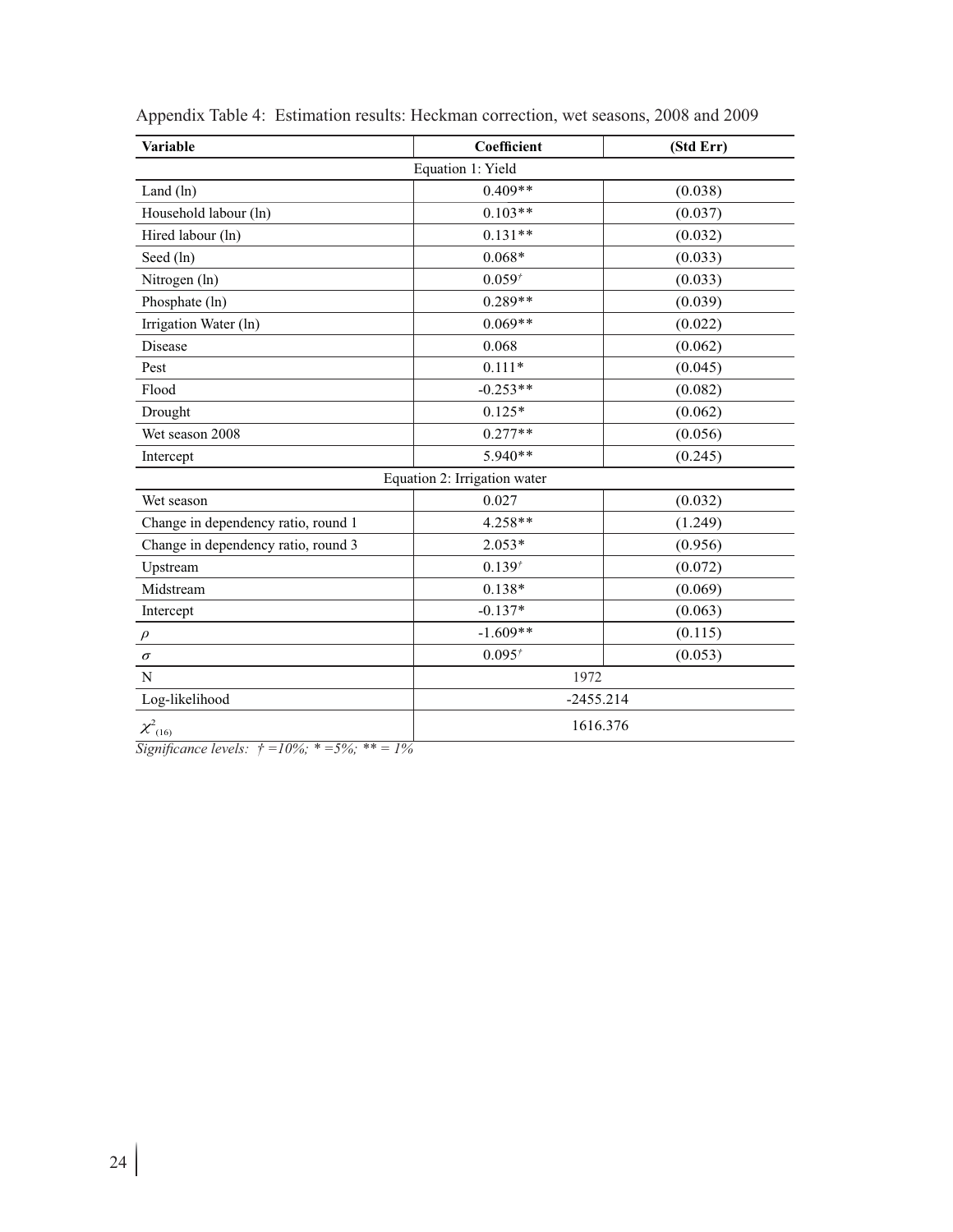Appendix Table 4: Estimation results: Heckman correction, wet seasons, 2008 and 2009

| Variable | Coefficient | (Std Err) |
|---|---|---|
| Equation 1: Yield | | |
| Land (ln) | 0.409** | (0.038) |
| Household labour (ln) | 0.103** | (0.037) |
| Hired labour (ln) | 0.131** | (0.032) |
| Seed (ln) | 0.068* | (0.033) |
| Nitrogen (ln) | 0.059† | (0.033) |
| Phosphate (ln) | 0.289** | (0.039) |
| Irrigation Water (ln) | 0.069** | (0.022) |
| Disease | 0.068 | (0.062) |
| Pest | 0.111* | (0.045) |
| Flood | -0.253** | (0.082) |
| Drought | 0.125* | (0.062) |
| Wet season 2008 | 0.277** | (0.056) |
| Intercept | 5.940** | (0.245) |
| Equation 2: Irrigation water | | |
| Wet season | 0.027 | (0.032) |
| Change in dependency ratio, round 1 | 4.258** | (1.249) |
| Change in dependency ratio, round 3 | 2.053* | (0.956) |
| Upstream | 0.139† | (0.072) |
| Midstream | 0.138* | (0.069) |
| Intercept | -0.137* | (0.063) |
| $\rho$ | -1.609** | (0.115) |
| $\sigma$ | 0.095† | (0.053) |
| N | 1972 | |
| Log-likelihood | -2455.214 | |
| $\chi^2_{(16)}$ | 1616.376 | |

*Significance levels: † =10%; * =5%; ** = 1%*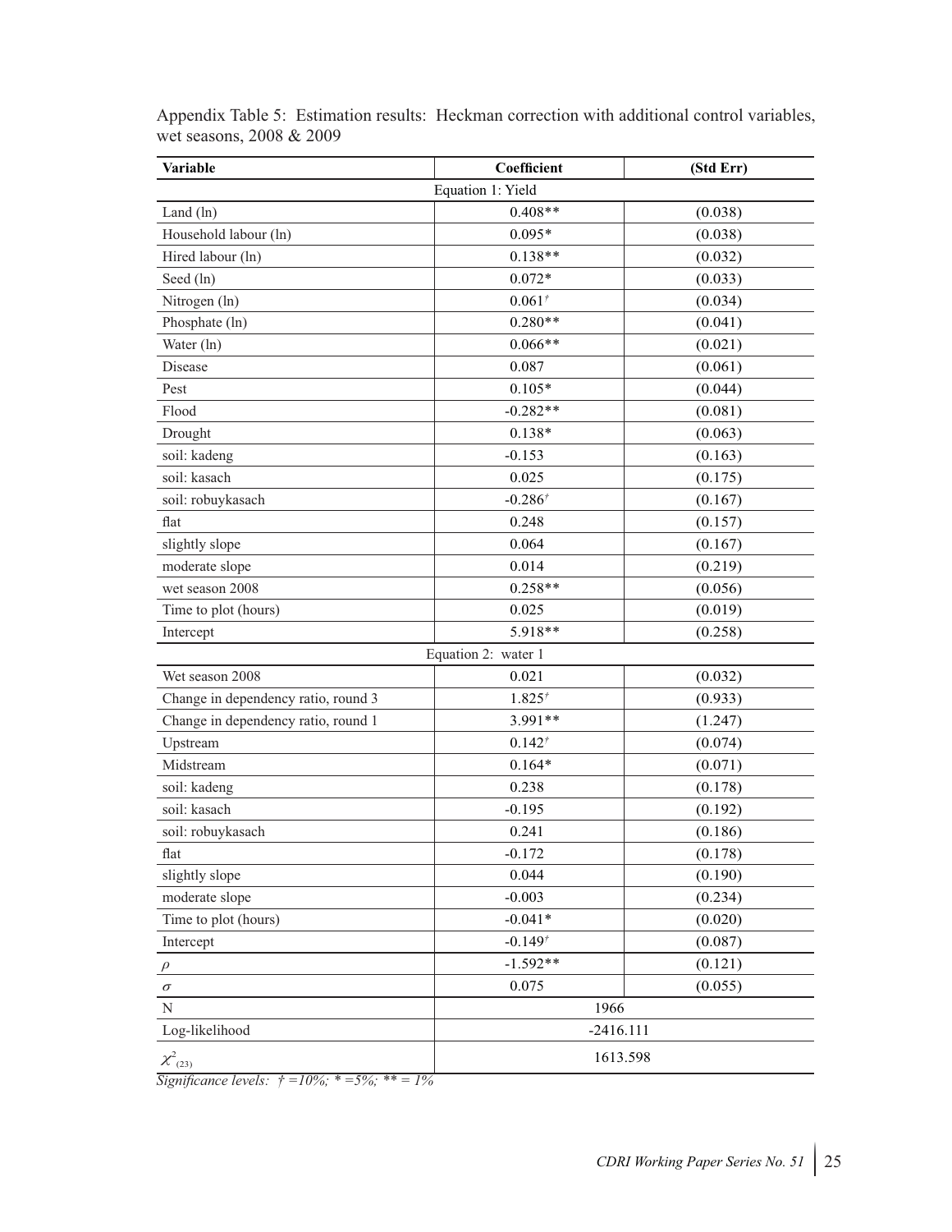Appendix Table 5: Estimation results: Heckman correction with additional control variables, wet seasons, 2008 & 2009

| Variable | Coefficient | (Std Err) |
|---|---|---|
| Equation 1: Yield | | |
| Land (ln) | 0.408** | (0.038) |
| Household labour (ln) | 0.095* | (0.038) |
| Hired labour (ln) | 0.138** | (0.032) |
| Seed (ln) | 0.072* | (0.033) |
| Nitrogen (ln) | 0.061† | (0.034) |
| Phosphate (ln) | 0.280** | (0.041) |
| Water (ln) | 0.066** | (0.021) |
| Disease | 0.087 | (0.061) |
| Pest | 0.105* | (0.044) |
| Flood | -0.282** | (0.081) |
| Drought | 0.138* | (0.063) |
| soil: kadeng | -0.153 | (0.163) |
| soil: kasach | 0.025 | (0.175) |
| soil: robuykasach | -0.286† | (0.167) |
| flat | 0.248 | (0.157) |
| slightly slope | 0.064 | (0.167) |
| moderate slope | 0.014 | (0.219) |
| wet season 2008 | 0.258** | (0.056) |
| Time to plot (hours) | 0.025 | (0.019) |
| Intercept | 5.918** | (0.258) |
| Equation 2: water 1 | | |
| Wet season 2008 | 0.021 | (0.032) |
| Change in dependency ratio, round 3 | 1.825† | (0.933) |
| Change in dependency ratio, round 1 | 3.991** | (1.247) |
| Upstream | 0.142† | (0.074) |
| Midstream | 0.164* | (0.071) |
| soil: kadeng | 0.238 | (0.178) |
| soil: kasach | -0.195 | (0.192) |
| soil: robuykasach | 0.241 | (0.186) |
| flat | -0.172 | (0.178) |
| slightly slope | 0.044 | (0.190) |
| moderate slope | -0.003 | (0.234) |
| Time to plot (hours) | -0.041* | (0.020) |
| Intercept | -0.149† | (0.087) |
| $\rho$ | -1.592** | (0.121) |
| $\sigma$ | 0.075 | (0.055) |
| N | 1966 | |
| Log-likelihood | -2416.111 | |
| $\chi^2_{(23)}$ | 1613.598 | |

*Significance levels: † =10%; * =5%; ** = 1%*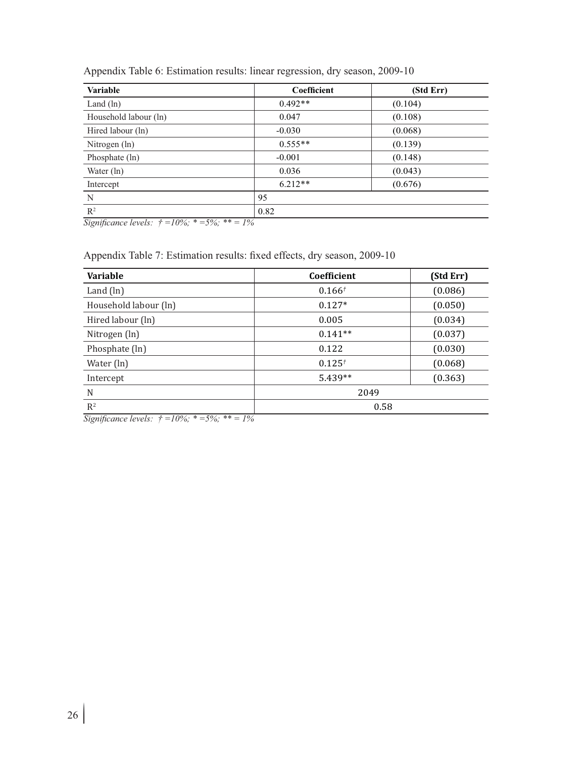Appendix Table 6: Estimation results: linear regression, dry season, 2009-10

| Variable | Coefficient | (Std Err) |
|---|---|---|
| Land (ln) | 0.492** | (0.104) |
| Household labour (ln) | 0.047 | (0.108) |
| Hired labour (ln) | -0.030 | (0.068) |
| Nitrogen (ln) | 0.555** | (0.139) |
| Phosphate (ln) | -0.001 | (0.148) |
| Water (ln) | 0.036 | (0.043) |
| Intercept | 6.212** | (0.676) |
| N | 95 | |
| $R^2$ | 0.82 | |

*Significance levels: † =10%; * =5%; ** = 1%*

Appendix Table 7: Estimation results: fixed effects, dry season, 2009-10

| Variable | Coefficient | (Std Err) |
|---|---|---|
| Land (ln) | 0.166† | (0.086) |
| Household labour (ln) | 0.127* | (0.050) |
| Hired labour (ln) | 0.005 | (0.034) |
| Nitrogen (ln) | 0.141** | (0.037) |
| Phosphate (ln) | 0.122 | (0.030) |
| Water (ln) | 0.125† | (0.068) |
| Intercept | 5.439** | (0.363) |
| N | 2049 | |
| $R^2$ | 0.58 | |

*Significance levels: † =10%; * =5%; ** = 1%*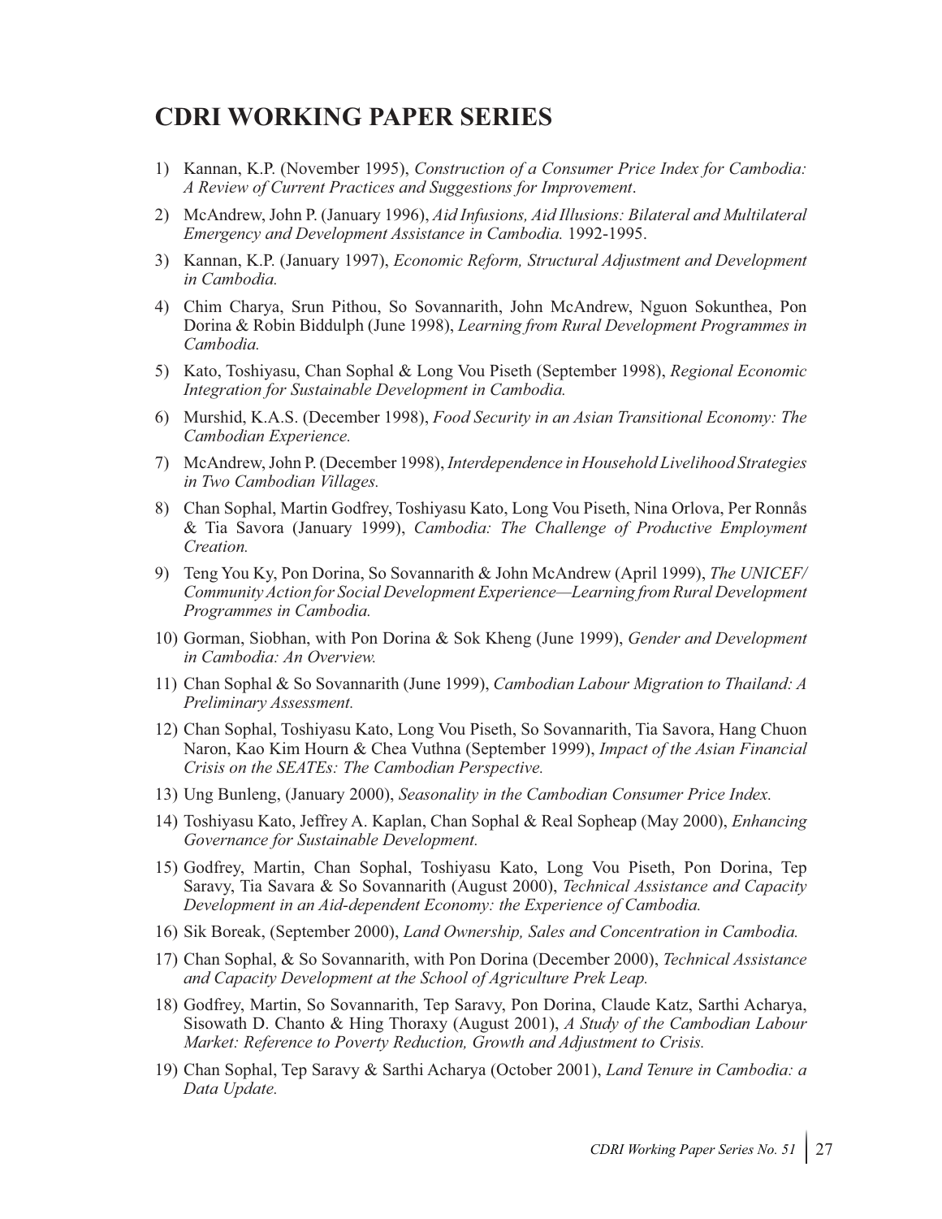## CDRI WORKING PAPER SERIES

1) Kannan, K.P. (November 1995), *Construction of a Consumer Price Index for Cambodia: A Review of Current Practices and Suggestions for Improvement*.
2) McAndrew, John P. (January 1996), *Aid Infusions, Aid Illusions: Bilateral and Multilateral Emergency and Development Assistance in Cambodia.* 1992-1995.
3) Kannan, K.P. (January 1997), *Economic Reform, Structural Adjustment and Development in Cambodia.*
4) Chim Charya, Srun Pithou, So Sovannarith, John McAndrew, Nguon Sokunthea, Pon Dorina & Robin Biddulph (June 1998), *Learning from Rural Development Programmes in Cambodia.*
5) Kato, Toshiyasu, Chan Sophal & Long Vou Piseth (September 1998), *Regional Economic Integration for Sustainable Development in Cambodia.*
6) Murshid, K.A.S. (December 1998), *Food Security in an Asian Transitional Economy: The Cambodian Experience.*
7) McAndrew, John P. (December 1998), *Interdependence in Household Livelihood Strategies in Two Cambodian Villages.*
8) Chan Sophal, Martin Godfrey, Toshiyasu Kato, Long Vou Piseth, Nina Orlova, Per Ronnås & Tia Savora (January 1999), *Cambodia: The Challenge of Productive Employment Creation.*
9) Teng You Ky, Pon Dorina, So Sovannarith & John McAndrew (April 1999), *The UNICEF/ Community Action for Social Development Experience—Learning from Rural Development Programmes in Cambodia.*
10) Gorman, Siobhan, with Pon Dorina & Sok Kheng (June 1999), *Gender and Development in Cambodia: An Overview.*
11) Chan Sophal & So Sovannarith (June 1999), *Cambodian Labour Migration to Thailand: A Preliminary Assessment.*
12) Chan Sophal, Toshiyasu Kato, Long Vou Piseth, So Sovannarith, Tia Savora, Hang Chuon Naron, Kao Kim Hourn & Chea Vuthna (September 1999), *Impact of the Asian Financial Crisis on the SEATEs: The Cambodian Perspective.*
13) Ung Bunleng, (January 2000), *Seasonality in the Cambodian Consumer Price Index.*
14) Toshiyasu Kato, Jeffrey A. Kaplan, Chan Sophal & Real Sopheap (May 2000), *Enhancing Governance for Sustainable Development.*
15) Godfrey, Martin, Chan Sophal, Toshiyasu Kato, Long Vou Piseth, Pon Dorina, Tep Saravy, Tia Savara & So Sovannarith (August 2000), *Technical Assistance and Capacity Development in an Aid-dependent Economy: the Experience of Cambodia.*
16) Sik Boreak, (September 2000), *Land Ownership, Sales and Concentration in Cambodia.*
17) Chan Sophal, & So Sovannarith, with Pon Dorina (December 2000), *Technical Assistance and Capacity Development at the School of Agriculture Prek Leap.*
18) Godfrey, Martin, So Sovannarith, Tep Saravy, Pon Dorina, Claude Katz, Sarthi Acharya, Sisowath D. Chanto & Hing Thoraxy (August 2001), *A Study of the Cambodian Labour Market: Reference to Poverty Reduction, Growth and Adjustment to Crisis.*
19) Chan Sophal, Tep Saravy & Sarthi Acharya (October 2001), *Land Tenure in Cambodia: a Data Update.*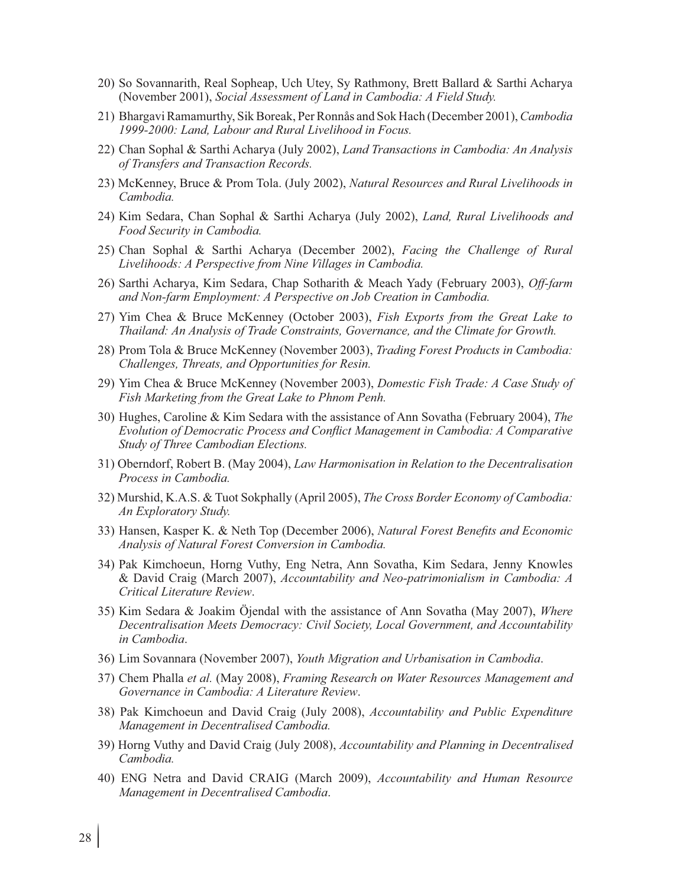20) So Sovannarith, Real Sopheap, Uch Utey, Sy Rathmony, Brett Ballard & Sarthi Acharya (November 2001), *Social Assessment of Land in Cambodia: A Field Study.*

21) Bhargavi Ramamurthy, Sik Boreak, Per Ronnås and Sok Hach (December 2001), *Cambodia 1999-2000: Land, Labour and Rural Livelihood in Focus.*

22) Chan Sophal & Sarthi Acharya (July 2002), *Land Transactions in Cambodia: An Analysis of Transfers and Transaction Records.*

23) McKenney, Bruce & Prom Tola. (July 2002), *Natural Resources and Rural Livelihoods in Cambodia.*

24) Kim Sedara, Chan Sophal & Sarthi Acharya (July 2002), *Land, Rural Livelihoods and Food Security in Cambodia.*

25) Chan Sophal & Sarthi Acharya (December 2002), *Facing the Challenge of Rural Livelihoods: A Perspective from Nine Villages in Cambodia.*

26) Sarthi Acharya, Kim Sedara, Chap Sotharith & Meach Yady (February 2003), *Off-farm and Non-farm Employment: A Perspective on Job Creation in Cambodia.*

27) Yim Chea & Bruce McKenney (October 2003), *Fish Exports from the Great Lake to Thailand: An Analysis of Trade Constraints, Governance, and the Climate for Growth.*

28) Prom Tola & Bruce McKenney (November 2003), *Trading Forest Products in Cambodia: Challenges, Threats, and Opportunities for Resin.*

29) Yim Chea & Bruce McKenney (November 2003), *Domestic Fish Trade: A Case Study of Fish Marketing from the Great Lake to Phnom Penh.*

30) Hughes, Caroline & Kim Sedara with the assistance of Ann Sovatha (February 2004), *The Evolution of Democratic Process and Conflict Management in Cambodia: A Comparative Study of Three Cambodian Elections.*

31) Oberndorf, Robert B. (May 2004), *Law Harmonisation in Relation to the Decentralisation Process in Cambodia.*

32) Murshid, K.A.S. & Tuot Sokphally (April 2005), *The Cross Border Economy of Cambodia: An Exploratory Study.*

33) Hansen, Kasper K. & Neth Top (December 2006), *Natural Forest Benefits and Economic Analysis of Natural Forest Conversion in Cambodia.*

34) Pak Kimchoeun, Horng Vuthy, Eng Netra, Ann Sovatha, Kim Sedara, Jenny Knowles & David Craig (March 2007), *Accountability and Neo-patrimonialism in Cambodia: A Critical Literature Review*.

35) Kim Sedara & Joakim Öjendal with the assistance of Ann Sovatha (May 2007), *Where Decentralisation Meets Democracy: Civil Society, Local Government, and Accountability in Cambodia*.

36) Lim Sovannara (November 2007), *Youth Migration and Urbanisation in Cambodia*.

37) Chem Phalla *et al.* (May 2008), *Framing Research on Water Resources Management and Governance in Cambodia: A Literature Review*.

38) Pak Kimchoeun and David Craig (July 2008), *Accountability and Public Expenditure Management in Decentralised Cambodia.*

39) Horng Vuthy and David Craig (July 2008), *Accountability and Planning in Decentralised Cambodia.*

40) ENG Netra and David CRAIG (March 2009), *Accountability and Human Resource Management in Decentralised Cambodia*.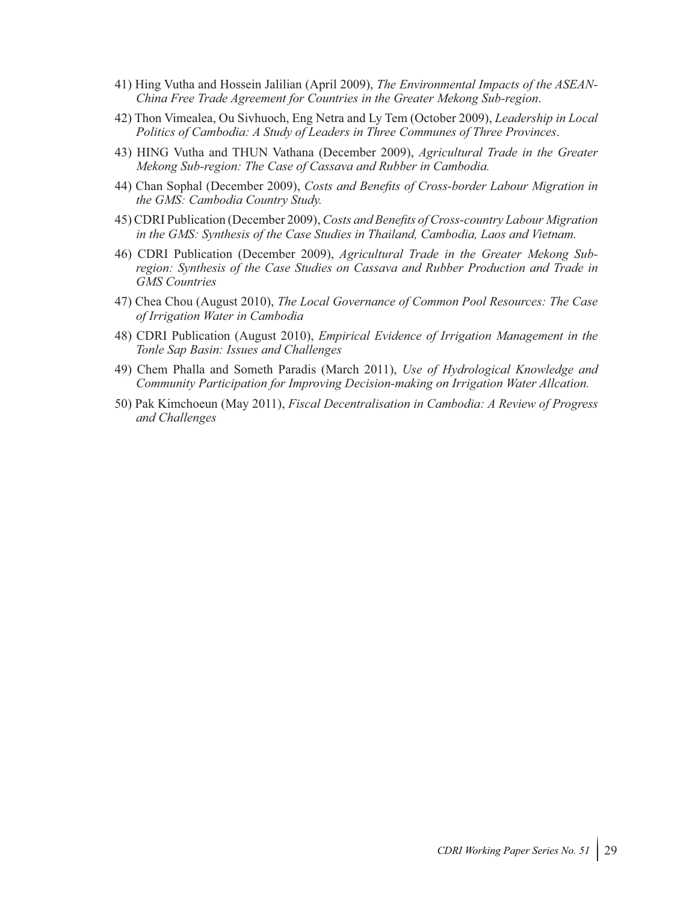41) Hing Vutha and Hossein Jalilian (April 2009), *The Environmental Impacts of the ASEAN-China Free Trade Agreement for Countries in the Greater Mekong Sub-region*.

42) Thon Vimealea, Ou Sivhuoch, Eng Netra and Ly Tem (October 2009), *Leadership in Local Politics of Cambodia: A Study of Leaders in Three Communes of Three Provinces*.

43) HING Vutha and THUN Vathana (December 2009), *Agricultural Trade in the Greater Mekong Sub-region: The Case of Cassava and Rubber in Cambodia.*

44) Chan Sophal (December 2009), *Costs and Benefits of Cross-border Labour Migration in the GMS: Cambodia Country Study.*

45) CDRI Publication (December 2009), *Costs and Benefits of Cross-country Labour Migration in the GMS: Synthesis of the Case Studies in Thailand, Cambodia, Laos and Vietnam.*

46) CDRI Publication (December 2009), *Agricultural Trade in the Greater Mekong Sub-region: Synthesis of the Case Studies on Cassava and Rubber Production and Trade in GMS Countries*

47) Chea Chou (August 2010), *The Local Governance of Common Pool Resources: The Case of Irrigation Water in Cambodia*

48) CDRI Publication (August 2010), *Empirical Evidence of Irrigation Management in the Tonle Sap Basin: Issues and Challenges*

49) Chem Phalla and Someth Paradis (March 2011), *Use of Hydrological Knowledge and Community Participation for Improving Decision-making on Irrigation Water Allcation.*

50) Pak Kimchoeun (May 2011), *Fiscal Decentralisation in Cambodia: A Review of Progress and Challenges*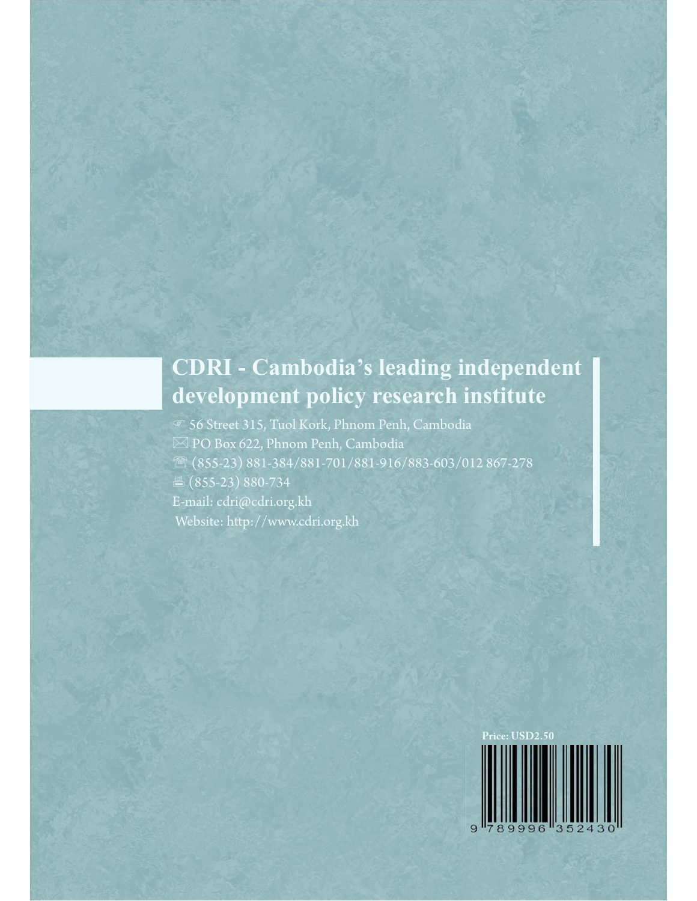## CDRI - Cambodia's leading independent development policy research institute

☞ 56 Street 315, Tuol Kork, Phnom Penh, Cambodia

✉ PO Box 622, Phnom Penh, Cambodia

☎ (855-23) 881-384/881-701/881-916/883-603/012 867-278

🖷 (855-23) 880-734

E-mail: cdri@cdri.org.kh

Website: http://www.cdri.org.kh

**Price: USD2.50**

9 789996 352430